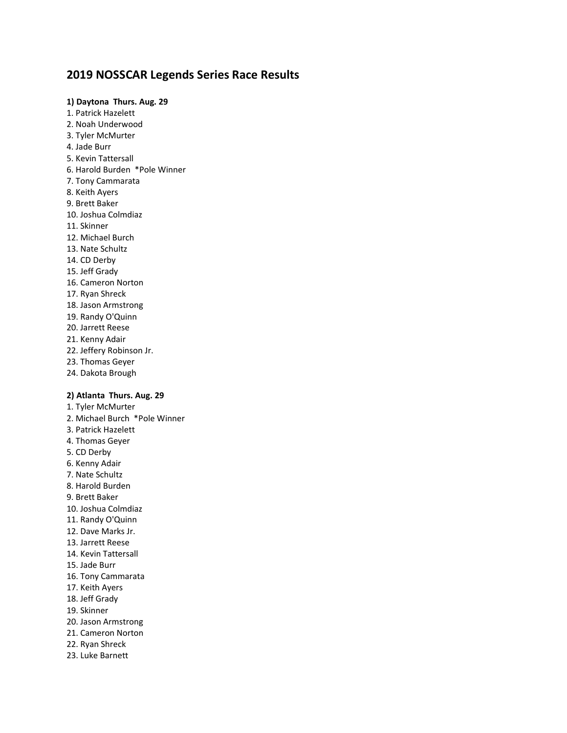# 2019 NOSSCAR Legends Series Race Results

**1) Daytona Thurs. Aug. 29**

1. Patrick Hazelett
2. Noah Underwood
3. Tyler McMurter
4. Jade Burr
5. Kevin Tattersall
6. Harold Burden *Pole Winner
7. Tony Cammarata
8. Keith Ayers
9. Brett Baker
10. Joshua Colmdiaz
11. Skinner
12. Michael Burch
13. Nate Schultz
14. CD Derby
15. Jeff Grady
16. Cameron Norton
17. Ryan Shreck
18. Jason Armstrong
19. Randy O'Quinn
20. Jarrett Reese
21. Kenny Adair
22. Jeffery Robinson Jr.
23. Thomas Geyer
24. Dakota Brough

**2) Atlanta Thurs. Aug. 29**

1. Tyler McMurter
2. Michael Burch *Pole Winner
3. Patrick Hazelett
4. Thomas Geyer
5. CD Derby
6. Kenny Adair
7. Nate Schultz
8. Harold Burden
9. Brett Baker
10. Joshua Colmdiaz
11. Randy O'Quinn
12. Dave Marks Jr.
13. Jarrett Reese
14. Kevin Tattersall
15. Jade Burr
16. Tony Cammarata
17. Keith Ayers
18. Jeff Grady
19. Skinner
20. Jason Armstrong
21. Cameron Norton
22. Ryan Shreck
23. Luke Barnett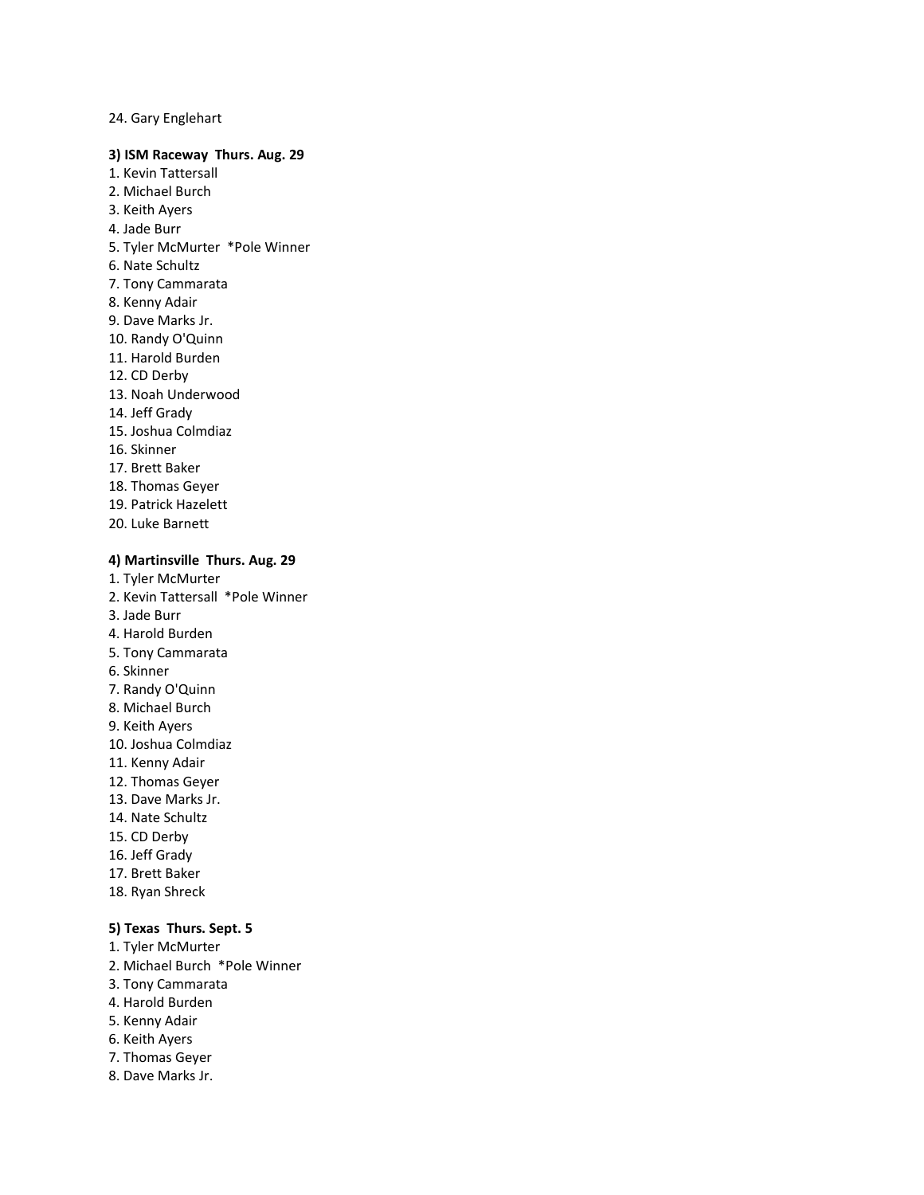24. Gary Englehart

**3) ISM Raceway Thurs. Aug. 29**

1. Kevin Tattersall
2. Michael Burch
3. Keith Ayers
4. Jade Burr
5. Tyler McMurter *Pole Winner
6. Nate Schultz
7. Tony Cammarata
8. Kenny Adair
9. Dave Marks Jr.
10. Randy O'Quinn
11. Harold Burden
12. CD Derby
13. Noah Underwood
14. Jeff Grady
15. Joshua Colmdiaz
16. Skinner
17. Brett Baker
18. Thomas Geyer
19. Patrick Hazelett
20. Luke Barnett

**4) Martinsville Thurs. Aug. 29**

1. Tyler McMurter
2. Kevin Tattersall *Pole Winner
3. Jade Burr
4. Harold Burden
5. Tony Cammarata
6. Skinner
7. Randy O'Quinn
8. Michael Burch
9. Keith Ayers
10. Joshua Colmdiaz
11. Kenny Adair
12. Thomas Geyer
13. Dave Marks Jr.
14. Nate Schultz
15. CD Derby
16. Jeff Grady
17. Brett Baker
18. Ryan Shreck

**5) Texas Thurs. Sept. 5**

1. Tyler McMurter
2. Michael Burch *Pole Winner
3. Tony Cammarata
4. Harold Burden
5. Kenny Adair
6. Keith Ayers
7. Thomas Geyer
8. Dave Marks Jr.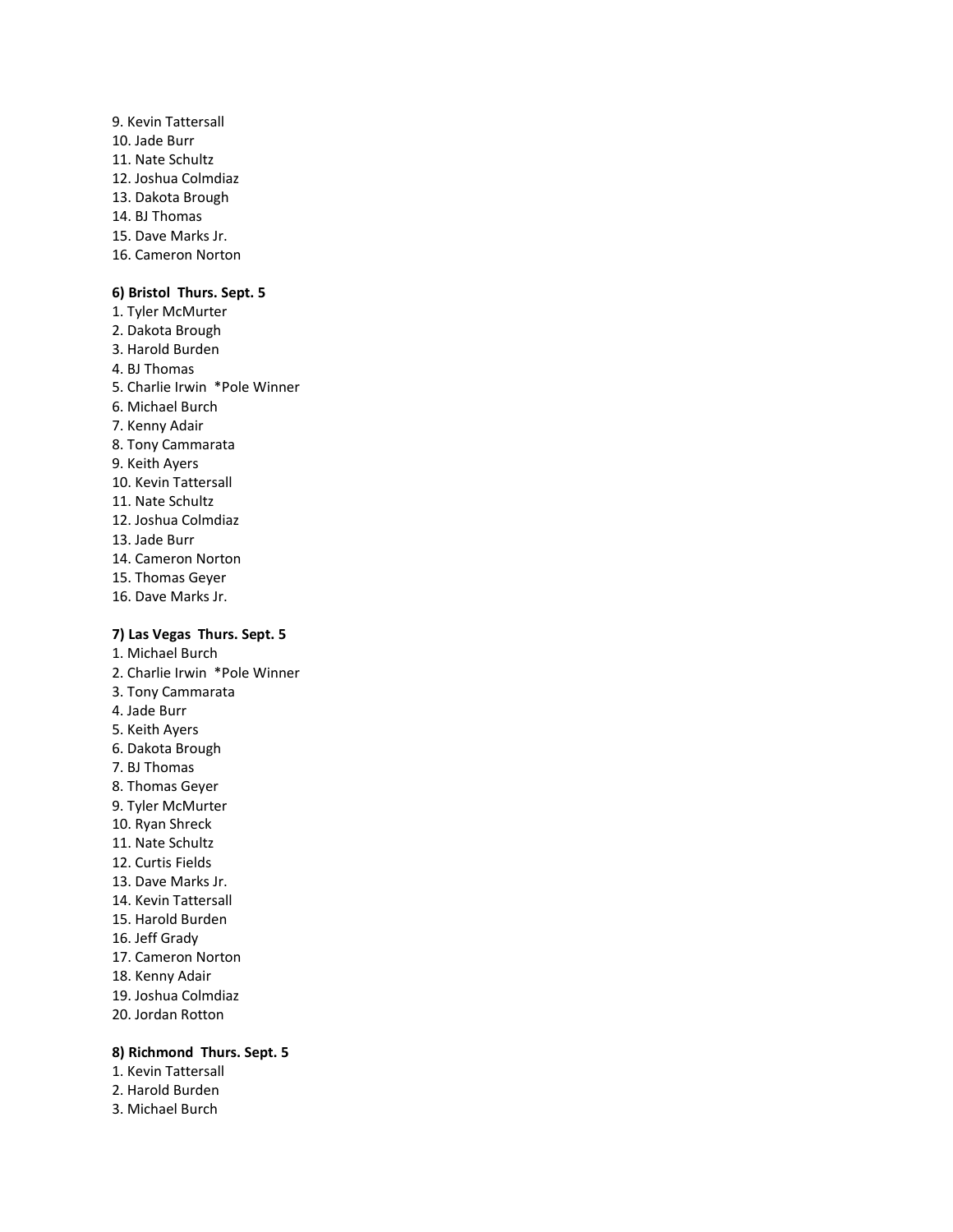9. Kevin Tattersall
10. Jade Burr
11. Nate Schultz
12. Joshua Colmdiaz
13. Dakota Brough
14. BJ Thomas
15. Dave Marks Jr.
16. Cameron Norton

**6) Bristol  Thurs. Sept. 5**

1. Tyler McMurter
2. Dakota Brough
3. Harold Burden
4. BJ Thomas
5. Charlie Irwin  *Pole Winner
6. Michael Burch
7. Kenny Adair
8. Tony Cammarata
9. Keith Ayers
10. Kevin Tattersall
11. Nate Schultz
12. Joshua Colmdiaz
13. Jade Burr
14. Cameron Norton
15. Thomas Geyer
16. Dave Marks Jr.

**7) Las Vegas  Thurs. Sept. 5**

1. Michael Burch
2. Charlie Irwin  *Pole Winner
3. Tony Cammarata
4. Jade Burr
5. Keith Ayers
6. Dakota Brough
7. BJ Thomas
8. Thomas Geyer
9. Tyler McMurter
10. Ryan Shreck
11. Nate Schultz
12. Curtis Fields
13. Dave Marks Jr.
14. Kevin Tattersall
15. Harold Burden
16. Jeff Grady
17. Cameron Norton
18. Kenny Adair
19. Joshua Colmdiaz
20. Jordan Rotton

**8) Richmond  Thurs. Sept. 5**

1. Kevin Tattersall
2. Harold Burden
3. Michael Burch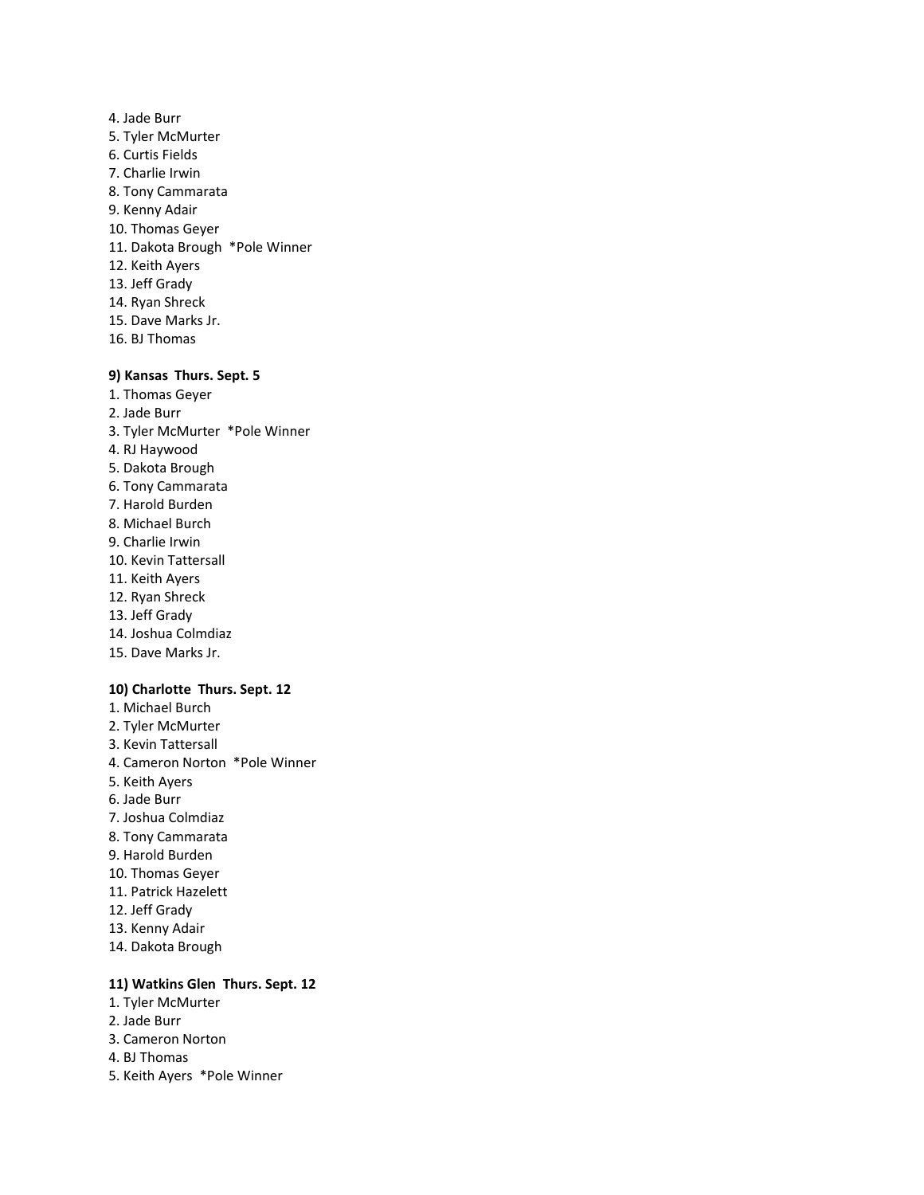4. Jade Burr
5. Tyler McMurter
6. Curtis Fields
7. Charlie Irwin
8. Tony Cammarata
9. Kenny Adair
10. Thomas Geyer
11. Dakota Brough *Pole Winner
12. Keith Ayers
13. Jeff Grady
14. Ryan Shreck
15. Dave Marks Jr.
16. BJ Thomas

**9) Kansas Thurs. Sept. 5**

1. Thomas Geyer
2. Jade Burr
3. Tyler McMurter *Pole Winner
4. RJ Haywood
5. Dakota Brough
6. Tony Cammarata
7. Harold Burden
8. Michael Burch
9. Charlie Irwin
10. Kevin Tattersall
11. Keith Ayers
12. Ryan Shreck
13. Jeff Grady
14. Joshua Colmdiaz
15. Dave Marks Jr.

**10) Charlotte Thurs. Sept. 12**

1. Michael Burch
2. Tyler McMurter
3. Kevin Tattersall
4. Cameron Norton *Pole Winner
5. Keith Ayers
6. Jade Burr
7. Joshua Colmdiaz
8. Tony Cammarata
9. Harold Burden
10. Thomas Geyer
11. Patrick Hazelett
12. Jeff Grady
13. Kenny Adair
14. Dakota Brough

**11) Watkins Glen Thurs. Sept. 12**

1. Tyler McMurter
2. Jade Burr
3. Cameron Norton
4. BJ Thomas
5. Keith Ayers *Pole Winner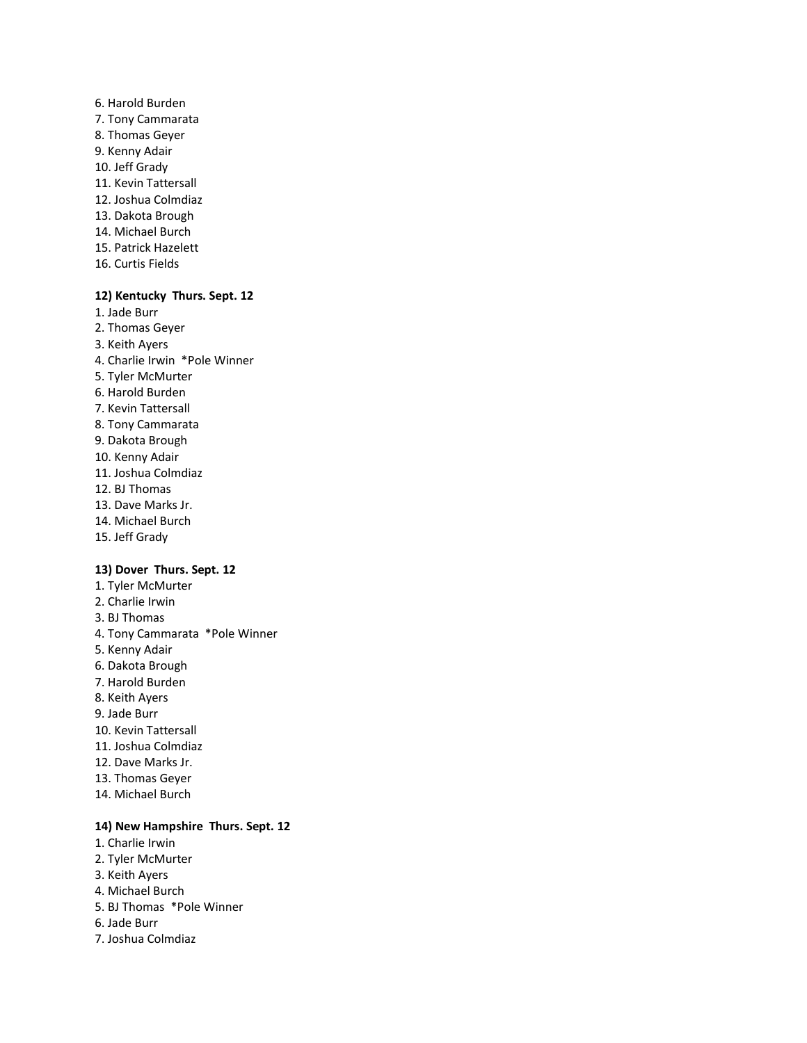6. Harold Burden
7. Tony Cammarata
8. Thomas Geyer
9. Kenny Adair
10. Jeff Grady
11. Kevin Tattersall
12. Joshua Colmdiaz
13. Dakota Brough
14. Michael Burch
15. Patrick Hazelett
16. Curtis Fields

**12) Kentucky Thurs. Sept. 12**

1. Jade Burr
2. Thomas Geyer
3. Keith Ayers
4. Charlie Irwin *Pole Winner
5. Tyler McMurter
6. Harold Burden
7. Kevin Tattersall
8. Tony Cammarata
9. Dakota Brough
10. Kenny Adair
11. Joshua Colmdiaz
12. BJ Thomas
13. Dave Marks Jr.
14. Michael Burch
15. Jeff Grady

**13) Dover Thurs. Sept. 12**

1. Tyler McMurter
2. Charlie Irwin
3. BJ Thomas
4. Tony Cammarata *Pole Winner
5. Kenny Adair
6. Dakota Brough
7. Harold Burden
8. Keith Ayers
9. Jade Burr
10. Kevin Tattersall
11. Joshua Colmdiaz
12. Dave Marks Jr.
13. Thomas Geyer
14. Michael Burch

**14) New Hampshire Thurs. Sept. 12**

1. Charlie Irwin
2. Tyler McMurter
3. Keith Ayers
4. Michael Burch
5. BJ Thomas *Pole Winner
6. Jade Burr
7. Joshua Colmdiaz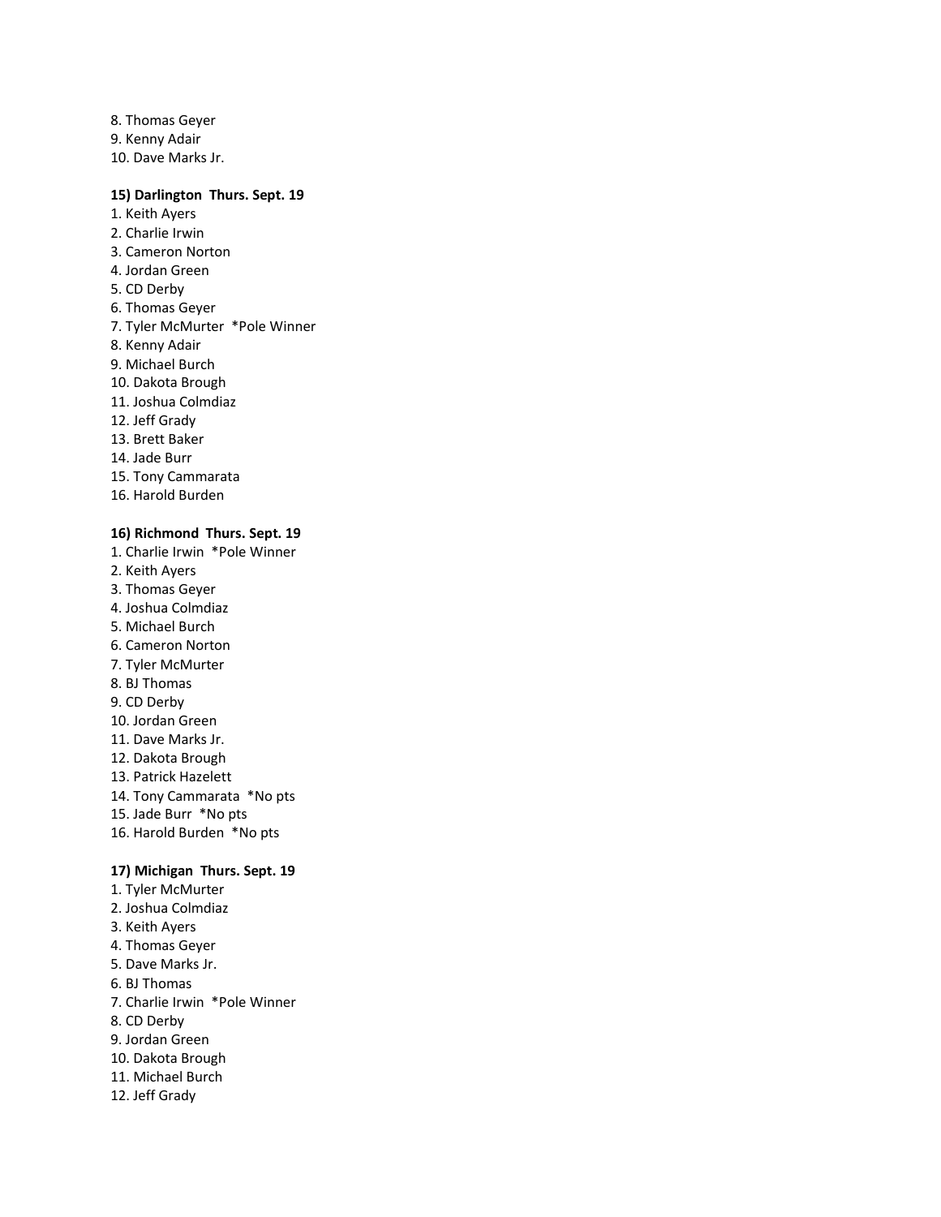8. Thomas Geyer
9. Kenny Adair
10. Dave Marks Jr.

**15) Darlington Thurs. Sept. 19**

1. Keith Ayers
2. Charlie Irwin
3. Cameron Norton
4. Jordan Green
5. CD Derby
6. Thomas Geyer
7. Tyler McMurter *Pole Winner
8. Kenny Adair
9. Michael Burch
10. Dakota Brough
11. Joshua Colmdiaz
12. Jeff Grady
13. Brett Baker
14. Jade Burr
15. Tony Cammarata
16. Harold Burden

**16) Richmond Thurs. Sept. 19**

1. Charlie Irwin *Pole Winner
2. Keith Ayers
3. Thomas Geyer
4. Joshua Colmdiaz
5. Michael Burch
6. Cameron Norton
7. Tyler McMurter
8. BJ Thomas
9. CD Derby
10. Jordan Green
11. Dave Marks Jr.
12. Dakota Brough
13. Patrick Hazelett
14. Tony Cammarata *No pts
15. Jade Burr *No pts
16. Harold Burden *No pts

**17) Michigan Thurs. Sept. 19**

1. Tyler McMurter
2. Joshua Colmdiaz
3. Keith Ayers
4. Thomas Geyer
5. Dave Marks Jr.
6. BJ Thomas
7. Charlie Irwin *Pole Winner
8. CD Derby
9. Jordan Green
10. Dakota Brough
11. Michael Burch
12. Jeff Grady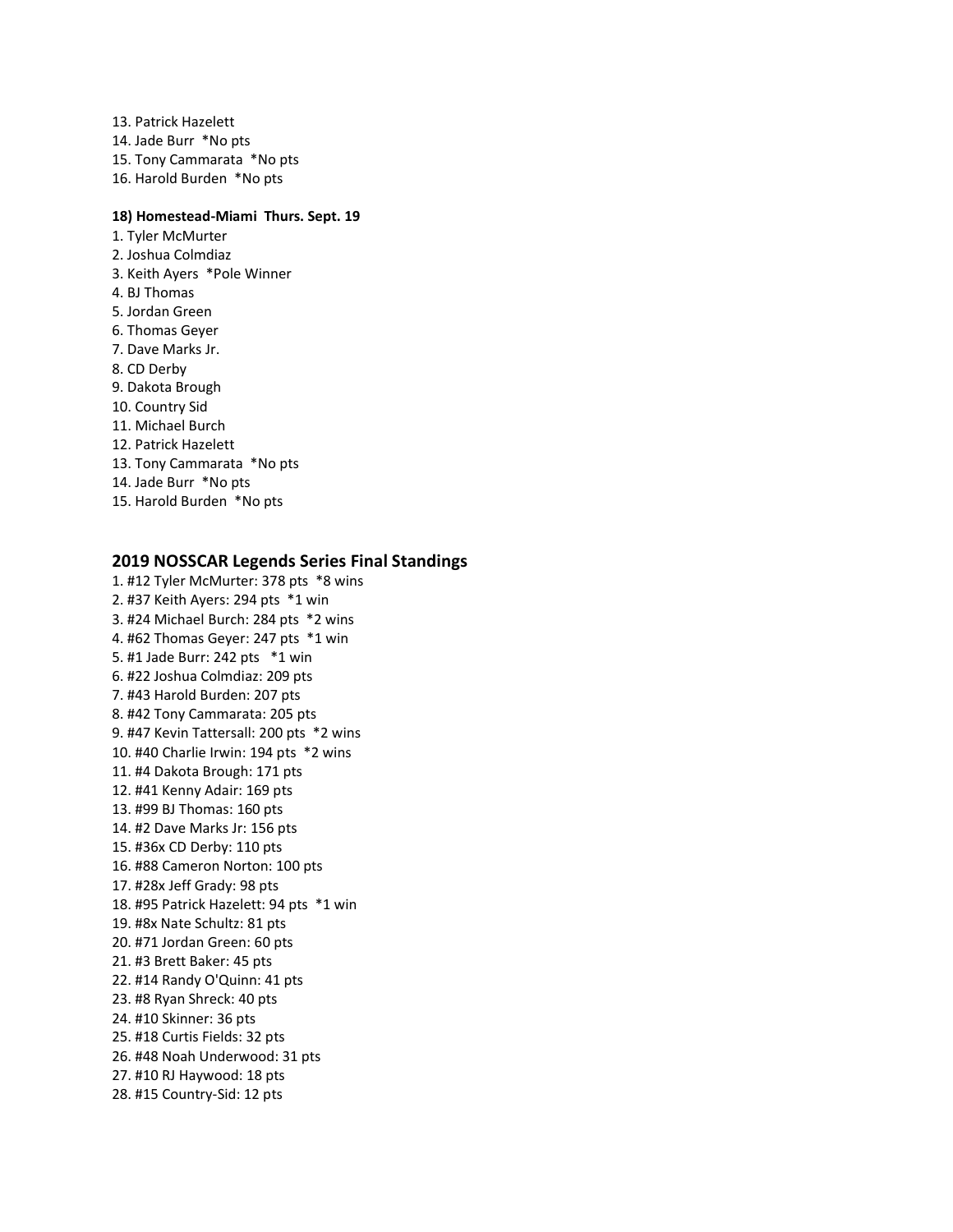13. Patrick Hazelett
14. Jade Burr *No pts
15. Tony Cammarata *No pts
16. Harold Burden *No pts

**18) Homestead-Miami Thurs. Sept. 19**

1. Tyler McMurter
2. Joshua Colmdiaz
3. Keith Ayers *Pole Winner
4. BJ Thomas
5. Jordan Green
6. Thomas Geyer
7. Dave Marks Jr.
8. CD Derby
9. Dakota Brough
10. Country Sid
11. Michael Burch
12. Patrick Hazelett
13. Tony Cammarata *No pts
14. Jade Burr *No pts
15. Harold Burden *No pts

## 2019 NOSSCAR Legends Series Final Standings

1. #12 Tyler McMurter: 378 pts *8 wins
2. #37 Keith Ayers: 294 pts *1 win
3. #24 Michael Burch: 284 pts *2 wins
4. #62 Thomas Geyer: 247 pts *1 win
5. #1 Jade Burr: 242 pts *1 win
6. #22 Joshua Colmdiaz: 209 pts
7. #43 Harold Burden: 207 pts
8. #42 Tony Cammarata: 205 pts
9. #47 Kevin Tattersall: 200 pts *2 wins
10. #40 Charlie Irwin: 194 pts *2 wins
11. #4 Dakota Brough: 171 pts
12. #41 Kenny Adair: 169 pts
13. #99 BJ Thomas: 160 pts
14. #2 Dave Marks Jr: 156 pts
15. #36x CD Derby: 110 pts
16. #88 Cameron Norton: 100 pts
17. #28x Jeff Grady: 98 pts
18. #95 Patrick Hazelett: 94 pts *1 win
19. #8x Nate Schultz: 81 pts
20. #71 Jordan Green: 60 pts
21. #3 Brett Baker: 45 pts
22. #14 Randy O'Quinn: 41 pts
23. #8 Ryan Shreck: 40 pts
24. #10 Skinner: 36 pts
25. #18 Curtis Fields: 32 pts
26. #48 Noah Underwood: 31 pts
27. #10 RJ Haywood: 18 pts
28. #15 Country-Sid: 12 pts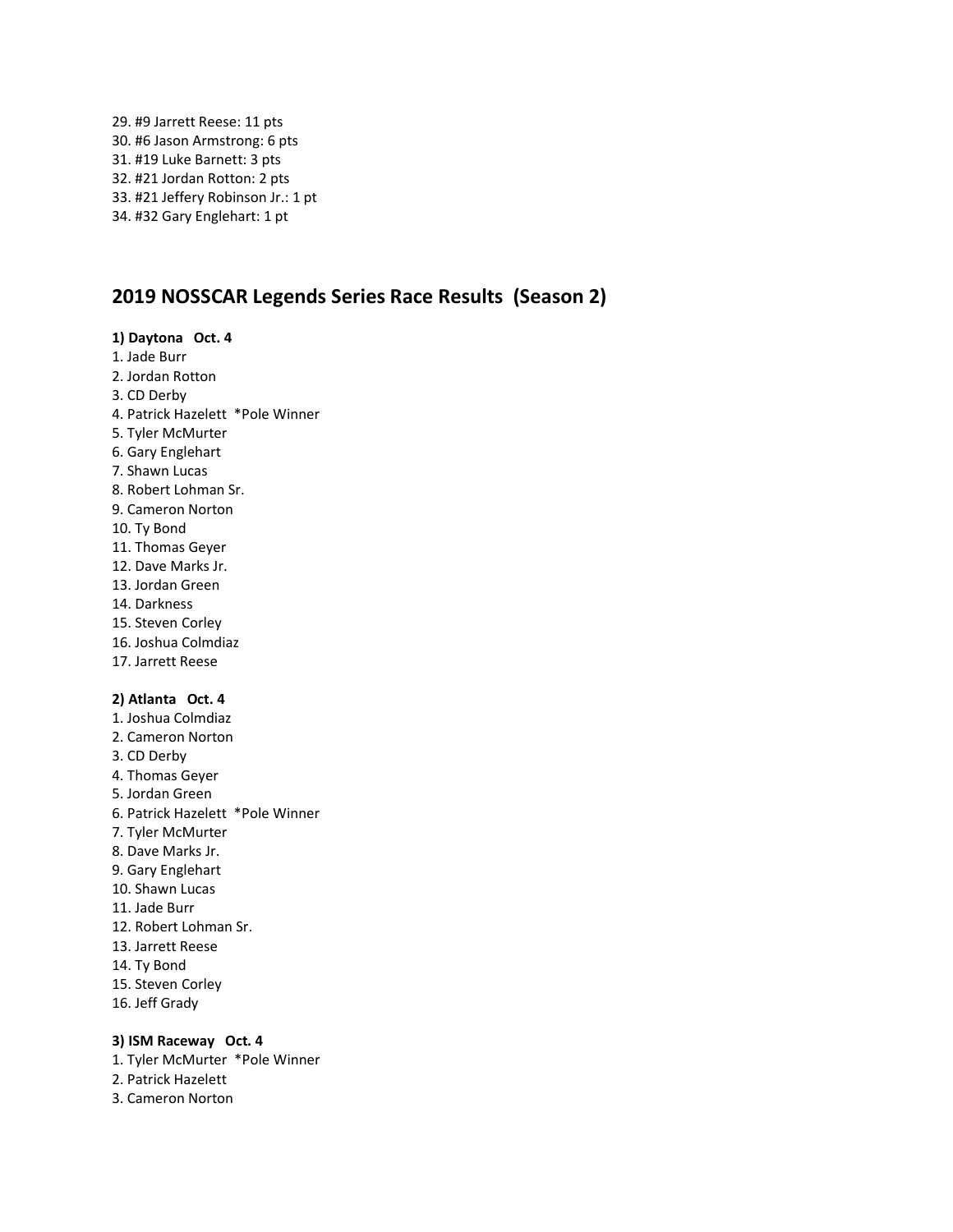29. #9 Jarrett Reese: 11 pts
30. #6 Jason Armstrong: 6 pts
31. #19 Luke Barnett: 3 pts
32. #21 Jordan Rotton: 2 pts
33. #21 Jeffery Robinson Jr.: 1 pt
34. #32 Gary Englehart: 1 pt

## 2019 NOSSCAR Legends Series Race Results (Season 2)

**1) Daytona Oct. 4**

1. Jade Burr
2. Jordan Rotton
3. CD Derby
4. Patrick Hazelett *Pole Winner
5. Tyler McMurter
6. Gary Englehart
7. Shawn Lucas
8. Robert Lohman Sr.
9. Cameron Norton
10. Ty Bond
11. Thomas Geyer
12. Dave Marks Jr.
13. Jordan Green
14. Darkness
15. Steven Corley
16. Joshua Colmdiaz
17. Jarrett Reese

**2) Atlanta Oct. 4**

1. Joshua Colmdiaz
2. Cameron Norton
3. CD Derby
4. Thomas Geyer
5. Jordan Green
6. Patrick Hazelett *Pole Winner
7. Tyler McMurter
8. Dave Marks Jr.
9. Gary Englehart
10. Shawn Lucas
11. Jade Burr
12. Robert Lohman Sr.
13. Jarrett Reese
14. Ty Bond
15. Steven Corley
16. Jeff Grady

**3) ISM Raceway Oct. 4**

1. Tyler McMurter *Pole Winner
2. Patrick Hazelett
3. Cameron Norton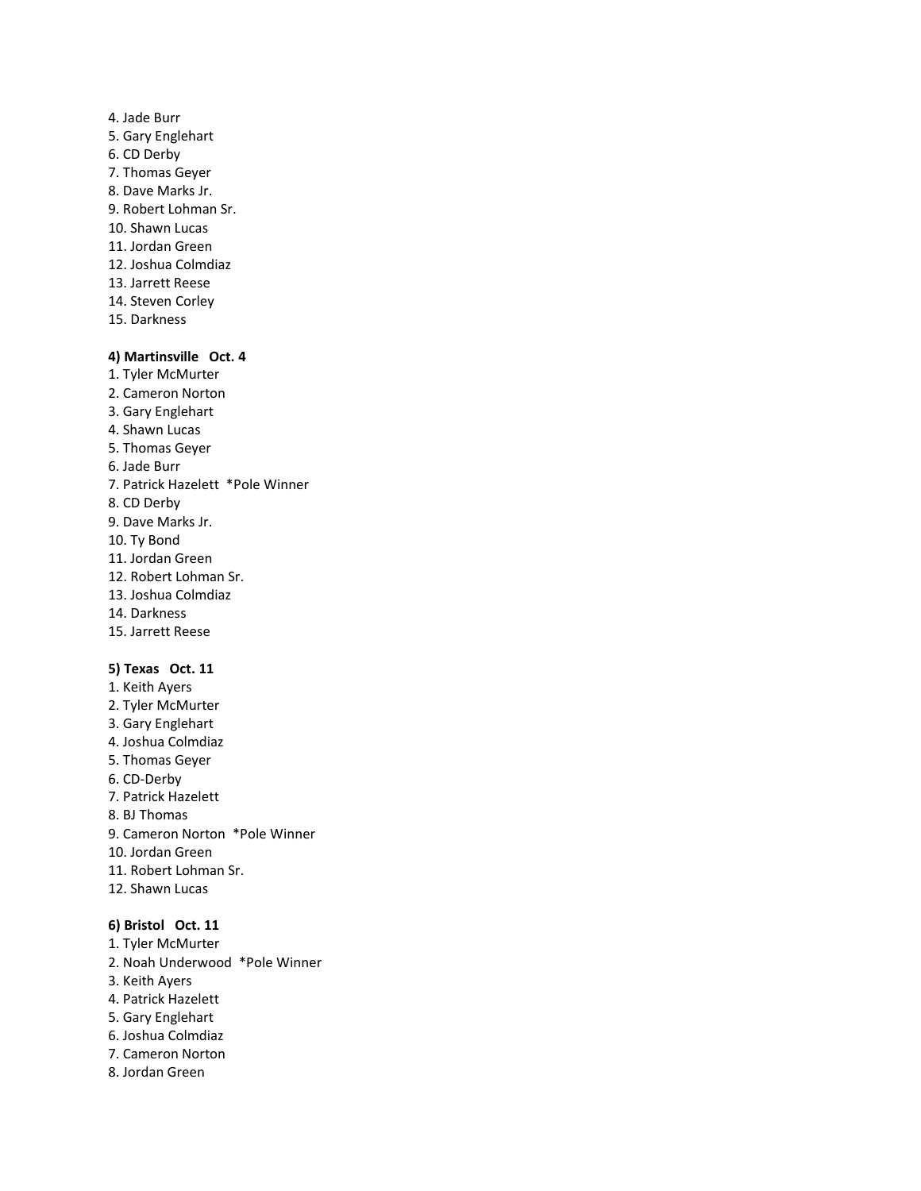4. Jade Burr
5. Gary Englehart
6. CD Derby
7. Thomas Geyer
8. Dave Marks Jr.
9. Robert Lohman Sr.
10. Shawn Lucas
11. Jordan Green
12. Joshua Colmdiaz
13. Jarrett Reese
14. Steven Corley
15. Darkness

**4) Martinsville Oct. 4**

1. Tyler McMurter
2. Cameron Norton
3. Gary Englehart
4. Shawn Lucas
5. Thomas Geyer
6. Jade Burr
7. Patrick Hazelett *Pole Winner
8. CD Derby
9. Dave Marks Jr.
10. Ty Bond
11. Jordan Green
12. Robert Lohman Sr.
13. Joshua Colmdiaz
14. Darkness
15. Jarrett Reese

**5) Texas Oct. 11**

1. Keith Ayers
2. Tyler McMurter
3. Gary Englehart
4. Joshua Colmdiaz
5. Thomas Geyer
6. CD-Derby
7. Patrick Hazelett
8. BJ Thomas
9. Cameron Norton *Pole Winner
10. Jordan Green
11. Robert Lohman Sr.
12. Shawn Lucas

**6) Bristol Oct. 11**

1. Tyler McMurter
2. Noah Underwood *Pole Winner
3. Keith Ayers
4. Patrick Hazelett
5. Gary Englehart
6. Joshua Colmdiaz
7. Cameron Norton
8. Jordan Green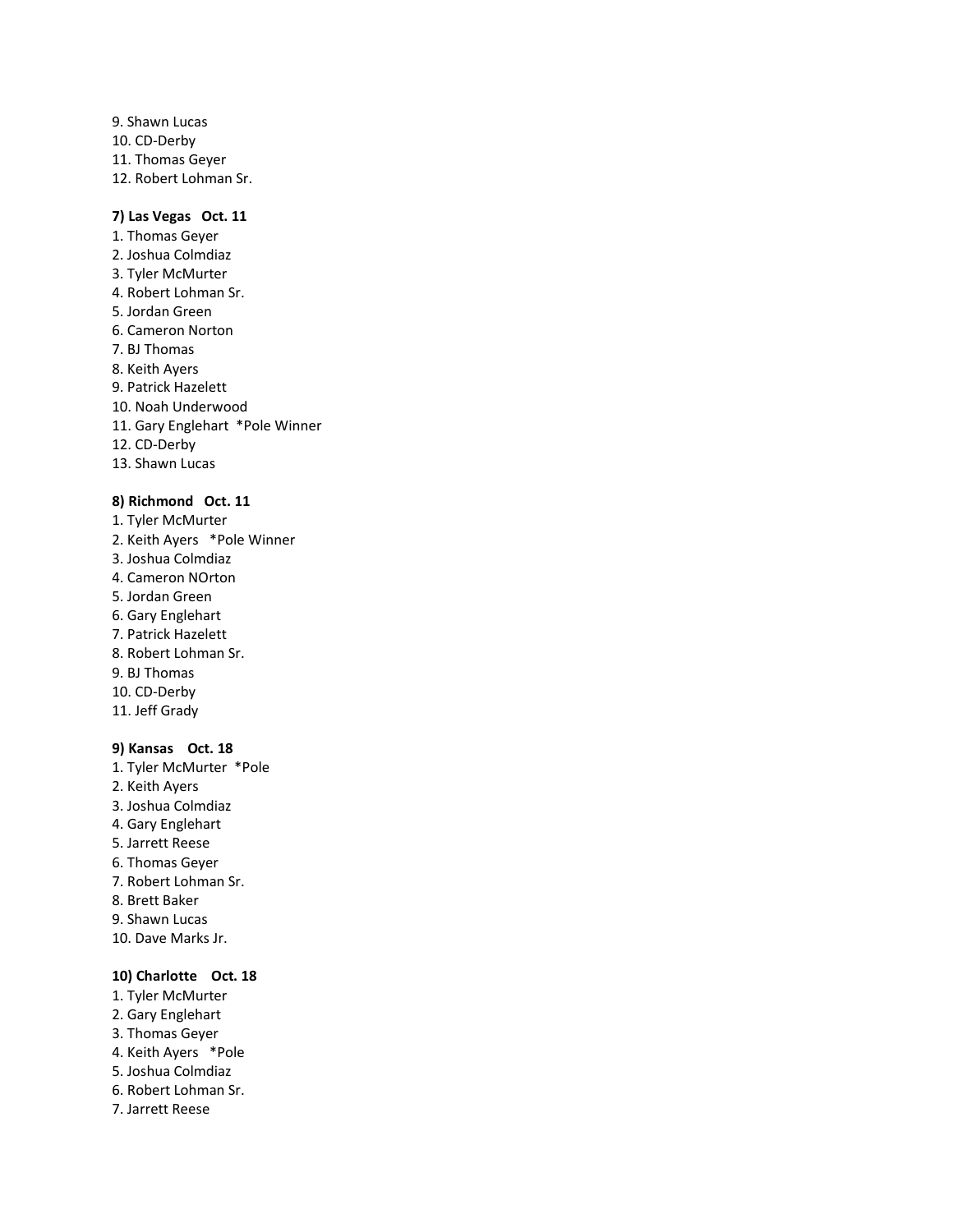9. Shawn Lucas
10. CD-Derby
11. Thomas Geyer
12. Robert Lohman Sr.

**7) Las Vegas   Oct. 11**

1. Thomas Geyer
2. Joshua Colmdiaz
3. Tyler McMurter
4. Robert Lohman Sr.
5. Jordan Green
6. Cameron Norton
7. BJ Thomas
8. Keith Ayers
9. Patrick Hazelett
10. Noah Underwood
11. Gary Englehart  *Pole Winner
12. CD-Derby
13. Shawn Lucas

**8) Richmond   Oct. 11**

1. Tyler McMurter
2. Keith Ayers   *Pole Winner
3. Joshua Colmdiaz
4. Cameron NOrton
5. Jordan Green
6. Gary Englehart
7. Patrick Hazelett
8. Robert Lohman Sr.
9. BJ Thomas
10. CD-Derby
11. Jeff Grady

**9) Kansas    Oct. 18**

1. Tyler McMurter  *Pole
2. Keith Ayers
3. Joshua Colmdiaz
4. Gary Englehart
5. Jarrett Reese
6. Thomas Geyer
7. Robert Lohman Sr.
8. Brett Baker
9. Shawn Lucas
10. Dave Marks Jr.

**10) Charlotte    Oct. 18**

1. Tyler McMurter
2. Gary Englehart
3. Thomas Geyer
4. Keith Ayers   *Pole
5. Joshua Colmdiaz
6. Robert Lohman Sr.
7. Jarrett Reese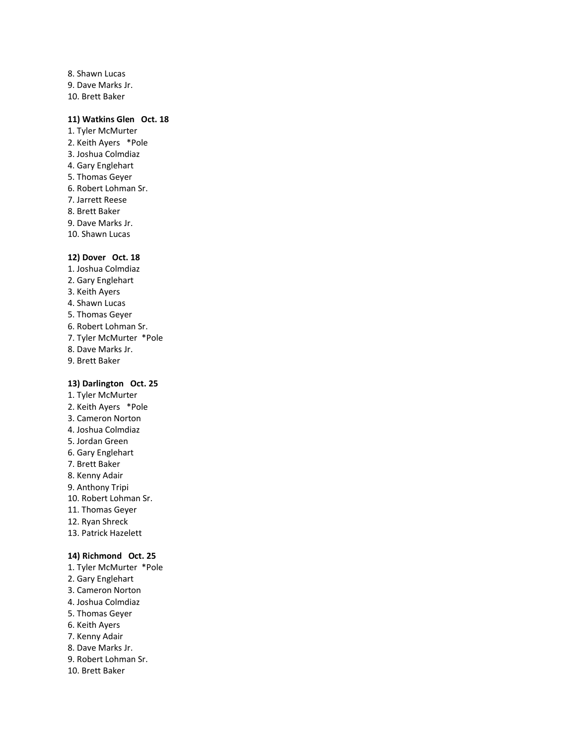8. Shawn Lucas
9. Dave Marks Jr.
10. Brett Baker

**11) Watkins Glen Oct. 18**

1. Tyler McMurter
2. Keith Ayers *Pole
3. Joshua Colmdiaz
4. Gary Englehart
5. Thomas Geyer
6. Robert Lohman Sr.
7. Jarrett Reese
8. Brett Baker
9. Dave Marks Jr.
10. Shawn Lucas

**12) Dover Oct. 18**

1. Joshua Colmdiaz
2. Gary Englehart
3. Keith Ayers
4. Shawn Lucas
5. Thomas Geyer
6. Robert Lohman Sr.
7. Tyler McMurter *Pole
8. Dave Marks Jr.
9. Brett Baker

**13) Darlington Oct. 25**

1. Tyler McMurter
2. Keith Ayers *Pole
3. Cameron Norton
4. Joshua Colmdiaz
5. Jordan Green
6. Gary Englehart
7. Brett Baker
8. Kenny Adair
9. Anthony Tripi
10. Robert Lohman Sr.
11. Thomas Geyer
12. Ryan Shreck
13. Patrick Hazelett

**14) Richmond Oct. 25**

1. Tyler McMurter *Pole
2. Gary Englehart
3. Cameron Norton
4. Joshua Colmdiaz
5. Thomas Geyer
6. Keith Ayers
7. Kenny Adair
8. Dave Marks Jr.
9. Robert Lohman Sr.
10. Brett Baker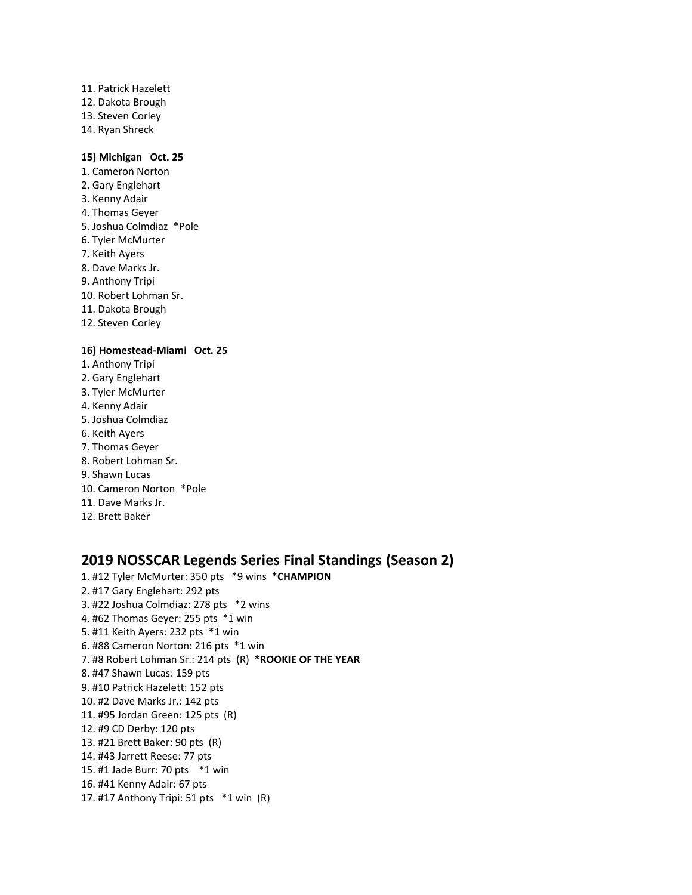11. Patrick Hazelett
12. Dakota Brough
13. Steven Corley
14. Ryan Shreck

**15) Michigan   Oct. 25**

1. Cameron Norton
2. Gary Englehart
3. Kenny Adair
4. Thomas Geyer
5. Joshua Colmdiaz  *Pole
6. Tyler McMurter
7. Keith Ayers
8. Dave Marks Jr.
9. Anthony Tripi
10. Robert Lohman Sr.
11. Dakota Brough
12. Steven Corley

**16) Homestead-Miami   Oct. 25**

1. Anthony Tripi
2. Gary Englehart
3. Tyler McMurter
4. Kenny Adair
5. Joshua Colmdiaz
6. Keith Ayers
7. Thomas Geyer
8. Robert Lohman Sr.
9. Shawn Lucas
10. Cameron Norton  *Pole
11. Dave Marks Jr.
12. Brett Baker

## 2019 NOSSCAR Legends Series Final Standings (Season 2)

1. #12 Tyler McMurter: 350 pts   *9 wins  **\*CHAMPION**
2. #17 Gary Englehart: 292 pts
3. #22 Joshua Colmdiaz: 278 pts   *2 wins
4. #62 Thomas Geyer: 255 pts  *1 win
5. #11 Keith Ayers: 232 pts  *1 win
6. #88 Cameron Norton: 216 pts  *1 win
7. #8 Robert Lohman Sr.: 214 pts  (R)  **\*ROOKIE OF THE YEAR**
8. #47 Shawn Lucas: 159 pts
9. #10 Patrick Hazelett: 152 pts
10. #2 Dave Marks Jr.: 142 pts
11. #95 Jordan Green: 125 pts  (R)
12. #9 CD Derby: 120 pts
13. #21 Brett Baker: 90 pts  (R)
14. #43 Jarrett Reese: 77 pts
15. #1 Jade Burr: 70 pts    *1 win
16. #41 Kenny Adair: 67 pts
17. #17 Anthony Tripi: 51 pts   *1 win  (R)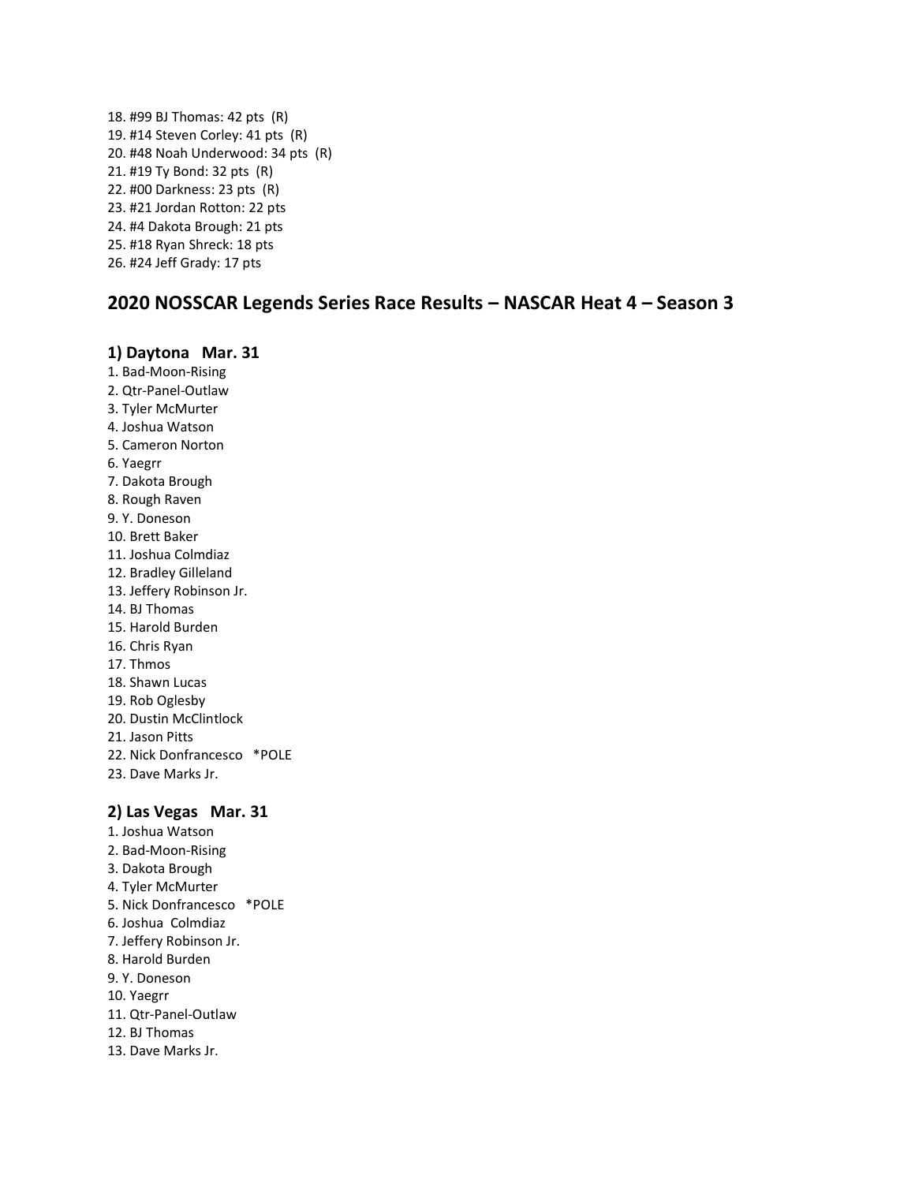18. #99 BJ Thomas: 42 pts  (R)
19. #14 Steven Corley: 41 pts  (R)
20. #48 Noah Underwood: 34 pts  (R)
21. #19 Ty Bond: 32 pts  (R)
22. #00 Darkness: 23 pts  (R)
23. #21 Jordan Rotton: 22 pts
24. #4 Dakota Brough: 21 pts
25. #18 Ryan Shreck: 18 pts
26. #24 Jeff Grady: 17 pts

## 2020 NOSSCAR Legends Series Race Results – NASCAR Heat 4 – Season 3

### 1) Daytona   Mar. 31

1. Bad-Moon-Rising
2. Qtr-Panel-Outlaw
3. Tyler McMurter
4. Joshua Watson
5. Cameron Norton
6. Yaegrr
7. Dakota Brough
8. Rough Raven
9. Y. Doneson
10. Brett Baker
11. Joshua Colmdiaz
12. Bradley Gilleland
13. Jeffery Robinson Jr.
14. BJ Thomas
15. Harold Burden
16. Chris Ryan
17. Thmos
18. Shawn Lucas
19. Rob Oglesby
20. Dustin McClintlock
21. Jason Pitts
22. Nick Donfrancesco   *POLE
23. Dave Marks Jr.

### 2) Las Vegas   Mar. 31

1. Joshua Watson
2. Bad-Moon-Rising
3. Dakota Brough
4. Tyler McMurter
5. Nick Donfrancesco   *POLE
6. Joshua  Colmdiaz
7. Jeffery Robinson Jr.
8. Harold Burden
9. Y. Doneson
10. Yaegrr
11. Qtr-Panel-Outlaw
12. BJ Thomas
13. Dave Marks Jr.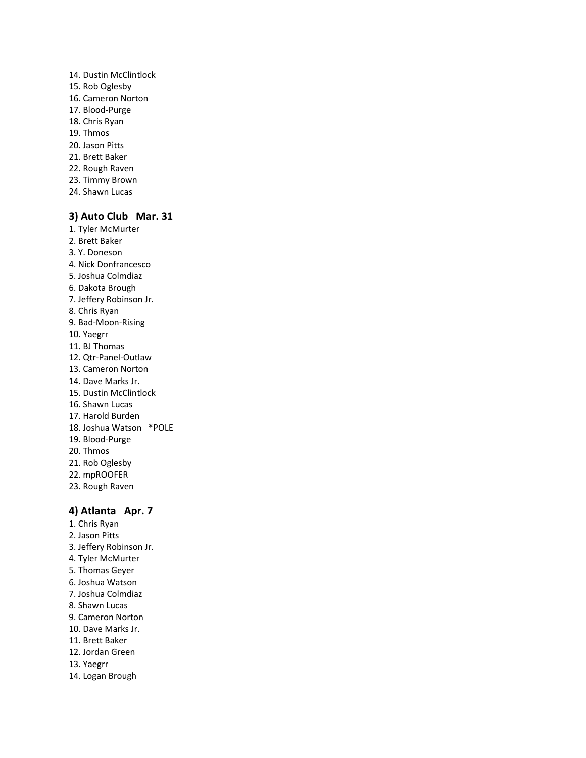14. Dustin McClintlock
15. Rob Oglesby
16. Cameron Norton
17. Blood-Purge
18. Chris Ryan
19. Thmos
20. Jason Pitts
21. Brett Baker
22. Rough Raven
23. Timmy Brown
24. Shawn Lucas

### 3) Auto Club   Mar. 31

1. Tyler McMurter
2. Brett Baker
3. Y. Doneson
4. Nick Donfrancesco
5. Joshua Colmdiaz
6. Dakota Brough
7. Jeffery Robinson Jr.
8. Chris Ryan
9. Bad-Moon-Rising
10. Yaegrr
11. BJ Thomas
12. Qtr-Panel-Outlaw
13. Cameron Norton
14. Dave Marks Jr.
15. Dustin McClintlock
16. Shawn Lucas
17. Harold Burden
18. Joshua Watson   *POLE
19. Blood-Purge
20. Thmos
21. Rob Oglesby
22. mpROOFER
23. Rough Raven

### 4) Atlanta   Apr. 7

1. Chris Ryan
2. Jason Pitts
3. Jeffery Robinson Jr.
4. Tyler McMurter
5. Thomas Geyer
6. Joshua Watson
7. Joshua Colmdiaz
8. Shawn Lucas
9. Cameron Norton
10. Dave Marks Jr.
11. Brett Baker
12. Jordan Green
13. Yaegrr
14. Logan Brough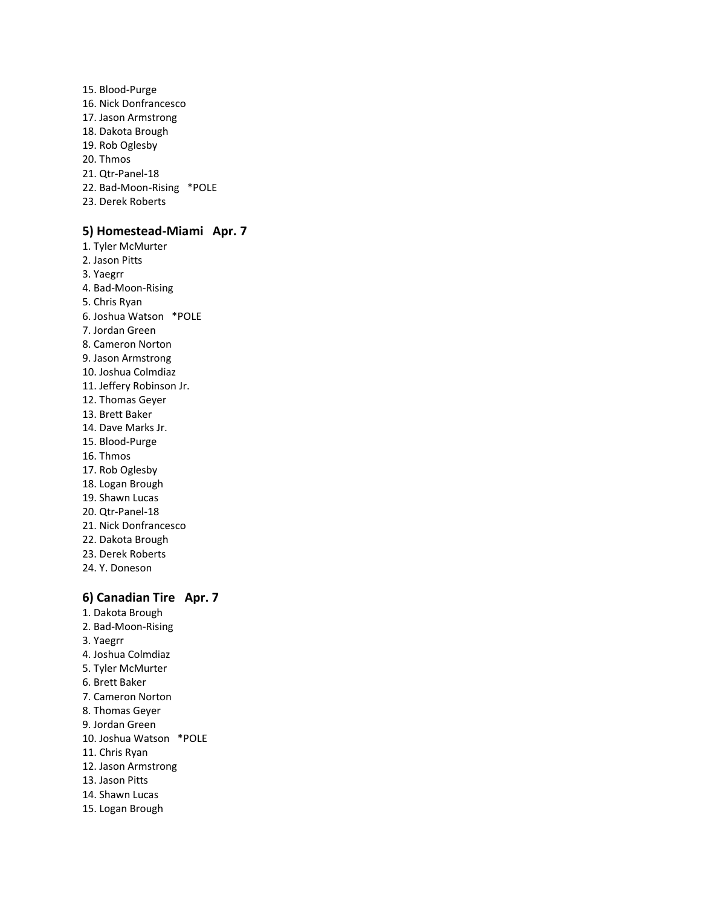15. Blood-Purge
16. Nick Donfrancesco
17. Jason Armstrong
18. Dakota Brough
19. Rob Oglesby
20. Thmos
21. Qtr-Panel-18
22. Bad-Moon-Rising *POLE
23. Derek Roberts

### 5) Homestead-Miami Apr. 7

1. Tyler McMurter
2. Jason Pitts
3. Yaegrr
4. Bad-Moon-Rising
5. Chris Ryan
6. Joshua Watson *POLE
7. Jordan Green
8. Cameron Norton
9. Jason Armstrong
10. Joshua Colmdiaz
11. Jeffery Robinson Jr.
12. Thomas Geyer
13. Brett Baker
14. Dave Marks Jr.
15. Blood-Purge
16. Thmos
17. Rob Oglesby
18. Logan Brough
19. Shawn Lucas
20. Qtr-Panel-18
21. Nick Donfrancesco
22. Dakota Brough
23. Derek Roberts
24. Y. Doneson

### 6) Canadian Tire Apr. 7

1. Dakota Brough
2. Bad-Moon-Rising
3. Yaegrr
4. Joshua Colmdiaz
5. Tyler McMurter
6. Brett Baker
7. Cameron Norton
8. Thomas Geyer
9. Jordan Green
10. Joshua Watson *POLE
11. Chris Ryan
12. Jason Armstrong
13. Jason Pitts
14. Shawn Lucas
15. Logan Brough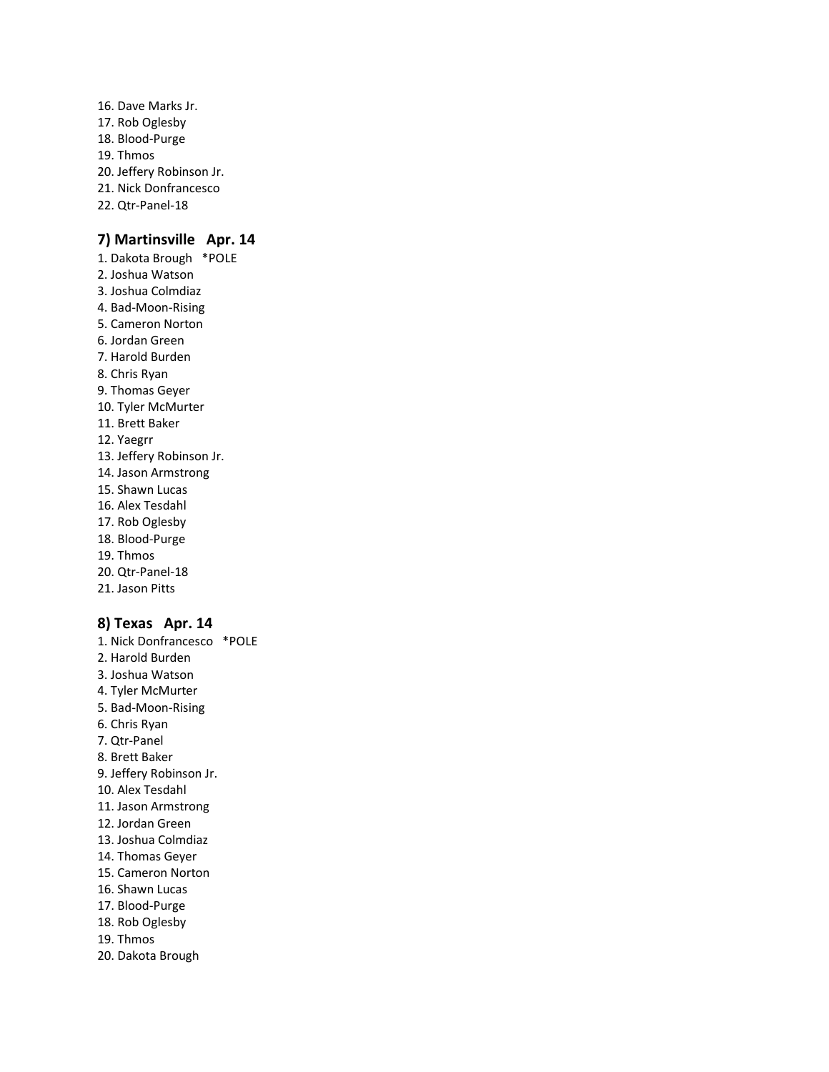16. Dave Marks Jr.
17. Rob Oglesby
18. Blood-Purge
19. Thmos
20. Jeffery Robinson Jr.
21. Nick Donfrancesco
22. Qtr-Panel-18

### 7) Martinsville Apr. 14

1. Dakota Brough *POLE
2. Joshua Watson
3. Joshua Colmdiaz
4. Bad-Moon-Rising
5. Cameron Norton
6. Jordan Green
7. Harold Burden
8. Chris Ryan
9. Thomas Geyer
10. Tyler McMurter
11. Brett Baker
12. Yaegrr
13. Jeffery Robinson Jr.
14. Jason Armstrong
15. Shawn Lucas
16. Alex Tesdahl
17. Rob Oglesby
18. Blood-Purge
19. Thmos
20. Qtr-Panel-18
21. Jason Pitts

### 8) Texas Apr. 14

1. Nick Donfrancesco *POLE
2. Harold Burden
3. Joshua Watson
4. Tyler McMurter
5. Bad-Moon-Rising
6. Chris Ryan
7. Qtr-Panel
8. Brett Baker
9. Jeffery Robinson Jr.
10. Alex Tesdahl
11. Jason Armstrong
12. Jordan Green
13. Joshua Colmdiaz
14. Thomas Geyer
15. Cameron Norton
16. Shawn Lucas
17. Blood-Purge
18. Rob Oglesby
19. Thmos
20. Dakota Brough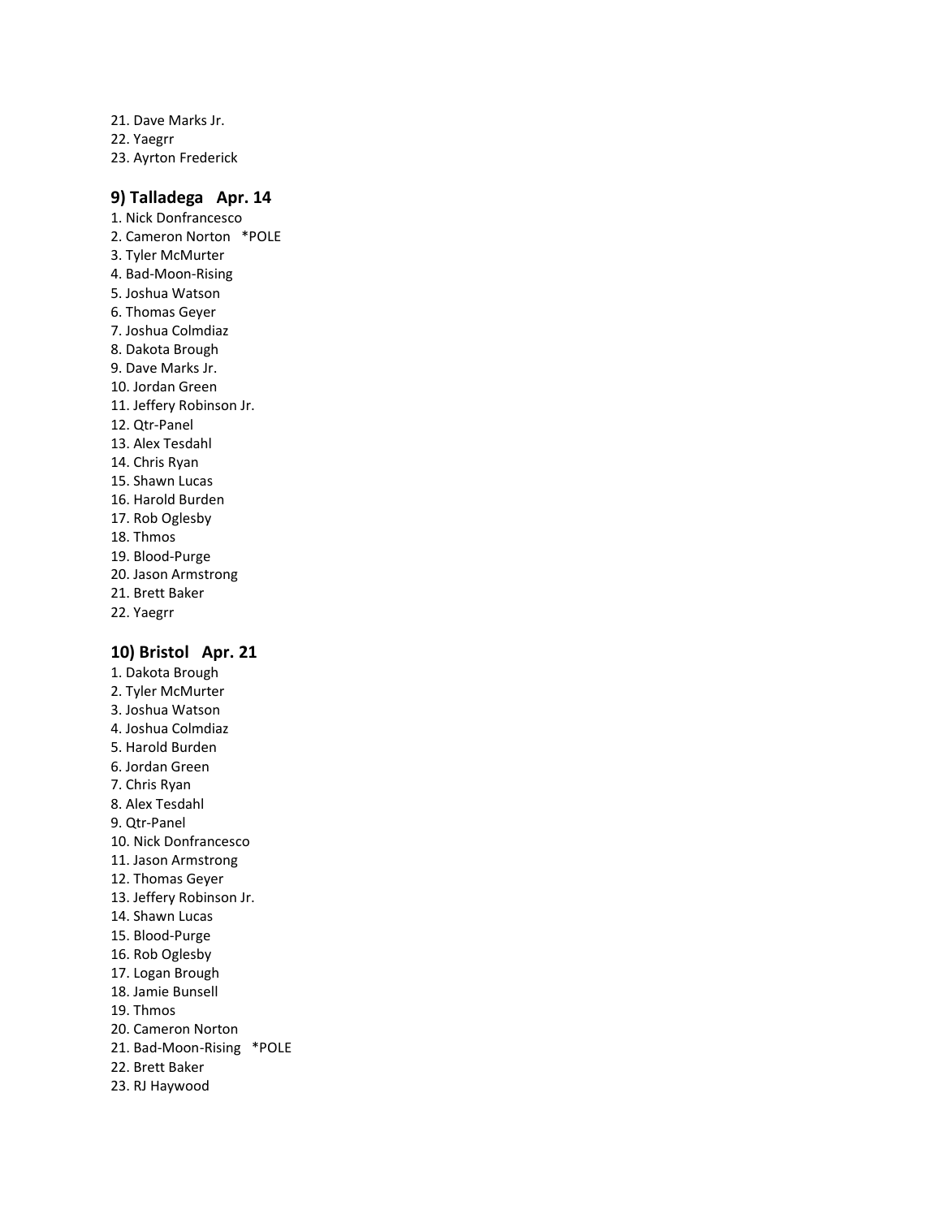21. Dave Marks Jr.
22. Yaegrr
23. Ayrton Frederick

### 9) Talladega   Apr. 14

1. Nick Donfrancesco
2. Cameron Norton   *POLE
3. Tyler McMurter
4. Bad-Moon-Rising
5. Joshua Watson
6. Thomas Geyer
7. Joshua Colmdiaz
8. Dakota Brough
9. Dave Marks Jr.
10. Jordan Green
11. Jeffery Robinson Jr.
12. Qtr-Panel
13. Alex Tesdahl
14. Chris Ryan
15. Shawn Lucas
16. Harold Burden
17. Rob Oglesby
18. Thmos
19. Blood-Purge
20. Jason Armstrong
21. Brett Baker
22. Yaegrr

### 10) Bristol   Apr. 21

1. Dakota Brough
2. Tyler McMurter
3. Joshua Watson
4. Joshua Colmdiaz
5. Harold Burden
6. Jordan Green
7. Chris Ryan
8. Alex Tesdahl
9. Qtr-Panel
10. Nick Donfrancesco
11. Jason Armstrong
12. Thomas Geyer
13. Jeffery Robinson Jr.
14. Shawn Lucas
15. Blood-Purge
16. Rob Oglesby
17. Logan Brough
18. Jamie Bunsell
19. Thmos
20. Cameron Norton
21. Bad-Moon-Rising   *POLE
22. Brett Baker
23. RJ Haywood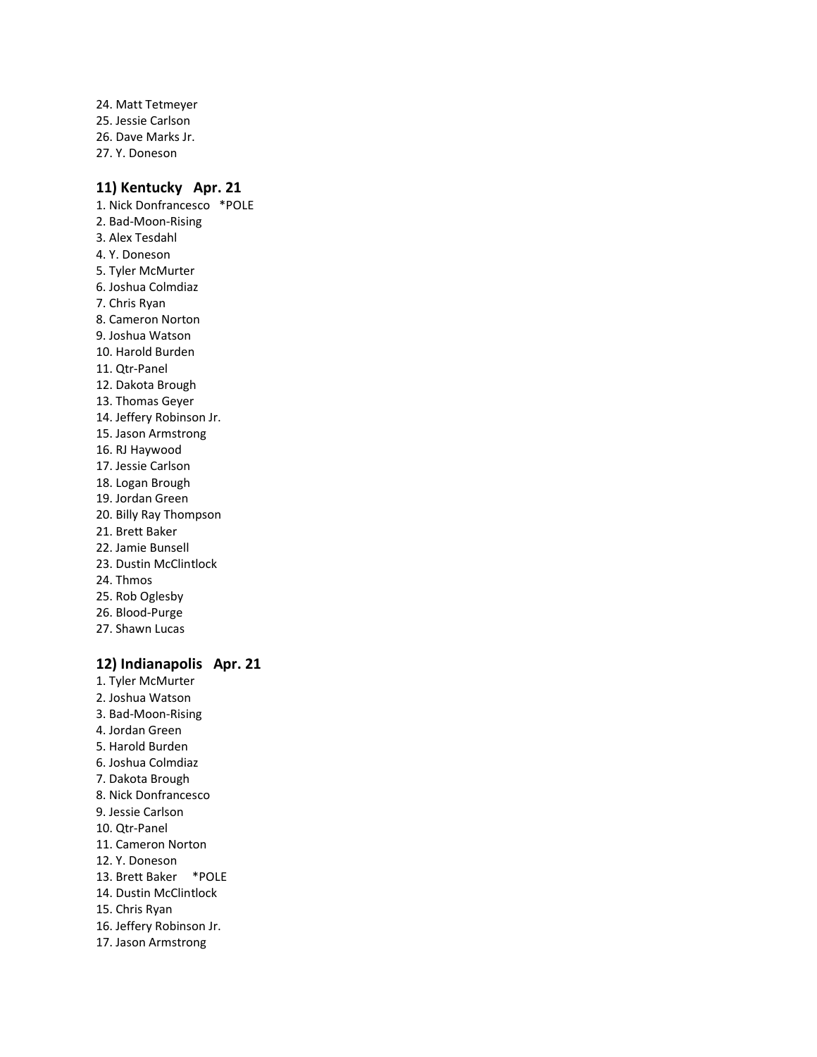24. Matt Tetmeyer
25. Jessie Carlson
26. Dave Marks Jr.
27. Y. Doneson

### 11) Kentucky   Apr. 21

1. Nick Donfrancesco   *POLE
2. Bad-Moon-Rising
3. Alex Tesdahl
4. Y. Doneson
5. Tyler McMurter
6. Joshua Colmdiaz
7. Chris Ryan
8. Cameron Norton
9. Joshua Watson
10. Harold Burden
11. Qtr-Panel
12. Dakota Brough
13. Thomas Geyer
14. Jeffery Robinson Jr.
15. Jason Armstrong
16. RJ Haywood
17. Jessie Carlson
18. Logan Brough
19. Jordan Green
20. Billy Ray Thompson
21. Brett Baker
22. Jamie Bunsell
23. Dustin McClintlock
24. Thmos
25. Rob Oglesby
26. Blood-Purge
27. Shawn Lucas

### 12) Indianapolis   Apr. 21

1. Tyler McMurter
2. Joshua Watson
3. Bad-Moon-Rising
4. Jordan Green
5. Harold Burden
6. Joshua Colmdiaz
7. Dakota Brough
8. Nick Donfrancesco
9. Jessie Carlson
10. Qtr-Panel
11. Cameron Norton
12. Y. Doneson
13. Brett Baker    *POLE
14. Dustin McClintlock
15. Chris Ryan
16. Jeffery Robinson Jr.
17. Jason Armstrong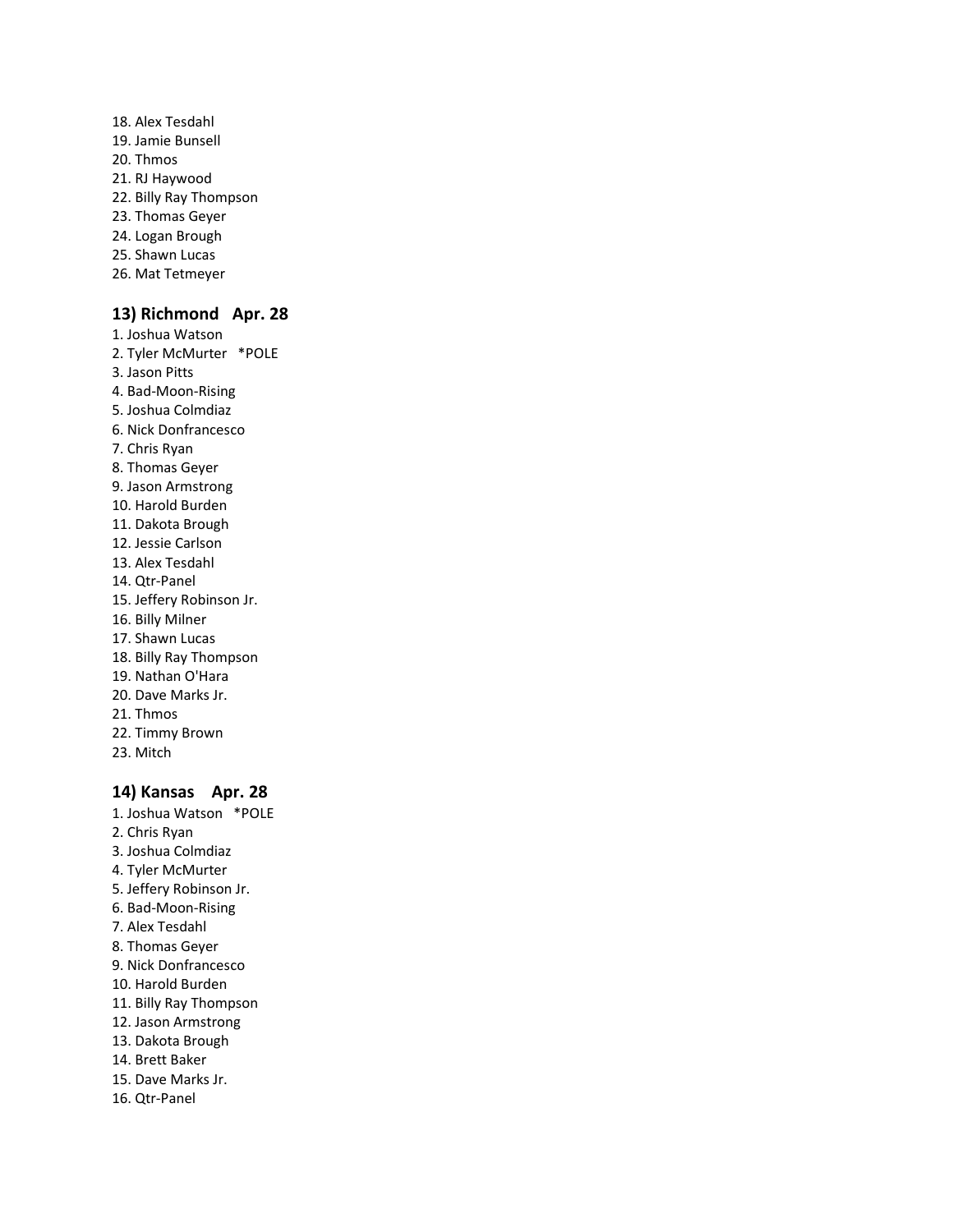18. Alex Tesdahl
19. Jamie Bunsell
20. Thmos
21. RJ Haywood
22. Billy Ray Thompson
23. Thomas Geyer
24. Logan Brough
25. Shawn Lucas
26. Mat Tetmeyer

### 13) Richmond   Apr. 28

1. Joshua Watson
2. Tyler McMurter   *POLE
3. Jason Pitts
4. Bad-Moon-Rising
5. Joshua Colmdiaz
6. Nick Donfrancesco
7. Chris Ryan
8. Thomas Geyer
9. Jason Armstrong
10. Harold Burden
11. Dakota Brough
12. Jessie Carlson
13. Alex Tesdahl
14. Qtr-Panel
15. Jeffery Robinson Jr.
16. Billy Milner
17. Shawn Lucas
18. Billy Ray Thompson
19. Nathan O'Hara
20. Dave Marks Jr.
21. Thmos
22. Timmy Brown
23. Mitch

### 14) Kansas    Apr. 28

1. Joshua Watson   *POLE
2. Chris Ryan
3. Joshua Colmdiaz
4. Tyler McMurter
5. Jeffery Robinson Jr.
6. Bad-Moon-Rising
7. Alex Tesdahl
8. Thomas Geyer
9. Nick Donfrancesco
10. Harold Burden
11. Billy Ray Thompson
12. Jason Armstrong
13. Dakota Brough
14. Brett Baker
15. Dave Marks Jr.
16. Qtr-Panel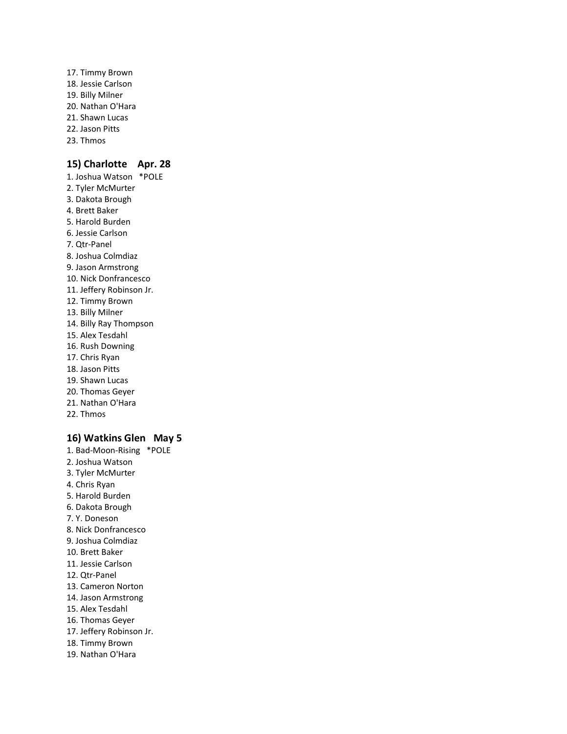17. Timmy Brown
18. Jessie Carlson
19. Billy Milner
20. Nathan O'Hara
21. Shawn Lucas
22. Jason Pitts
23. Thmos

### 15) Charlotte Apr. 28

1. Joshua Watson *POLE
2. Tyler McMurter
3. Dakota Brough
4. Brett Baker
5. Harold Burden
6. Jessie Carlson
7. Qtr-Panel
8. Joshua Colmdiaz
9. Jason Armstrong
10. Nick Donfrancesco
11. Jeffery Robinson Jr.
12. Timmy Brown
13. Billy Milner
14. Billy Ray Thompson
15. Alex Tesdahl
16. Rush Downing
17. Chris Ryan
18. Jason Pitts
19. Shawn Lucas
20. Thomas Geyer
21. Nathan O'Hara
22. Thmos

### 16) Watkins Glen May 5

1. Bad-Moon-Rising *POLE
2. Joshua Watson
3. Tyler McMurter
4. Chris Ryan
5. Harold Burden
6. Dakota Brough
7. Y. Doneson
8. Nick Donfrancesco
9. Joshua Colmdiaz
10. Brett Baker
11. Jessie Carlson
12. Qtr-Panel
13. Cameron Norton
14. Jason Armstrong
15. Alex Tesdahl
16. Thomas Geyer
17. Jeffery Robinson Jr.
18. Timmy Brown
19. Nathan O'Hara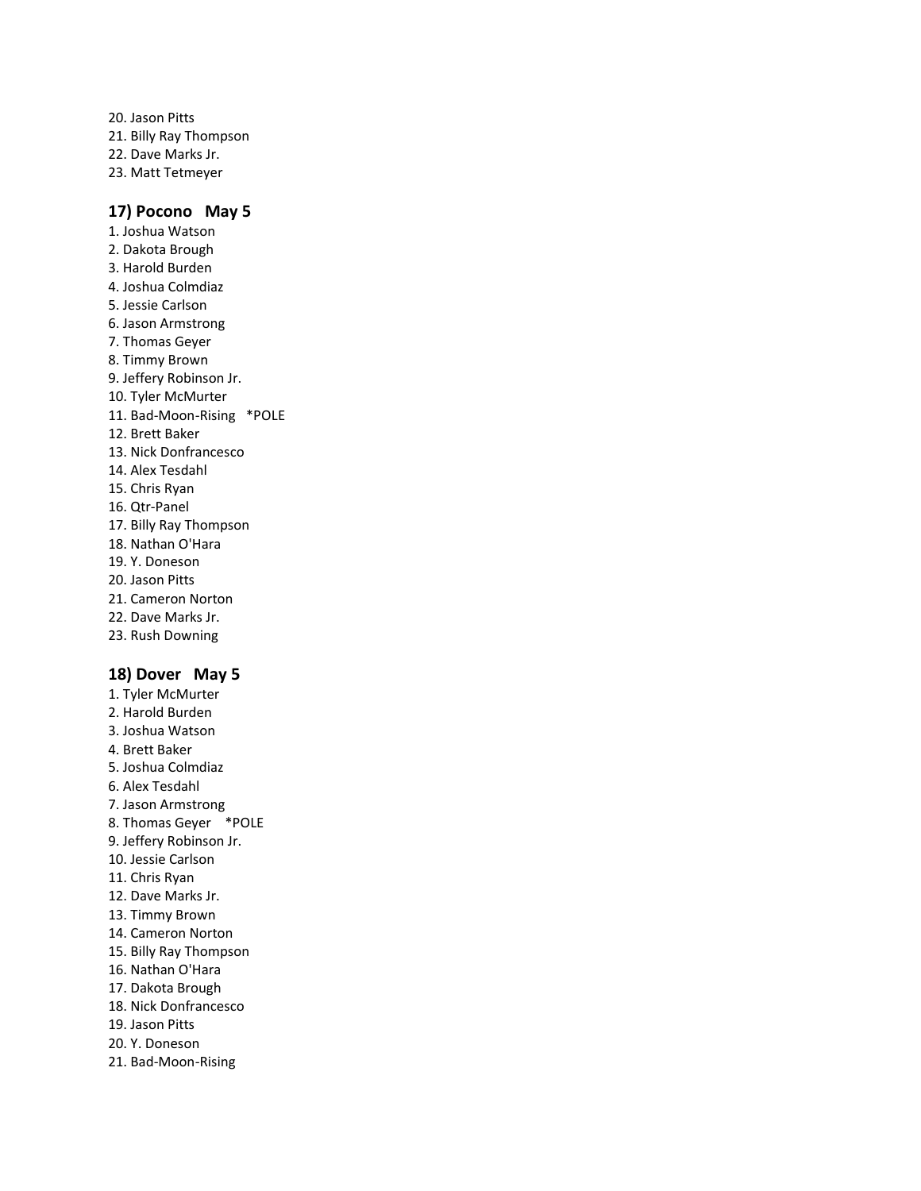20. Jason Pitts
21. Billy Ray Thompson
22. Dave Marks Jr.
23. Matt Tetmeyer

### 17) Pocono   May 5

1. Joshua Watson
2. Dakota Brough
3. Harold Burden
4. Joshua Colmdiaz
5. Jessie Carlson
6. Jason Armstrong
7. Thomas Geyer
8. Timmy Brown
9. Jeffery Robinson Jr.
10. Tyler McMurter
11. Bad-Moon-Rising   *POLE
12. Brett Baker
13. Nick Donfrancesco
14. Alex Tesdahl
15. Chris Ryan
16. Qtr-Panel
17. Billy Ray Thompson
18. Nathan O'Hara
19. Y. Doneson
20. Jason Pitts
21. Cameron Norton
22. Dave Marks Jr.
23. Rush Downing

### 18) Dover   May 5

1. Tyler McMurter
2. Harold Burden
3. Joshua Watson
4. Brett Baker
5. Joshua Colmdiaz
6. Alex Tesdahl
7. Jason Armstrong
8. Thomas Geyer   *POLE
9. Jeffery Robinson Jr.
10. Jessie Carlson
11. Chris Ryan
12. Dave Marks Jr.
13. Timmy Brown
14. Cameron Norton
15. Billy Ray Thompson
16. Nathan O'Hara
17. Dakota Brough
18. Nick Donfrancesco
19. Jason Pitts
20. Y. Doneson
21. Bad-Moon-Rising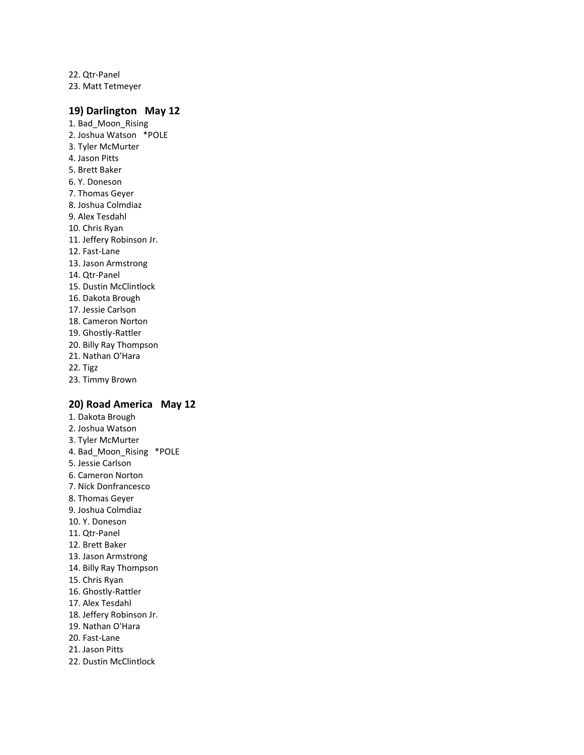22. Qtr-Panel
23. Matt Tetmeyer

### 19) Darlington   May 12

1. Bad_Moon_Rising
2. Joshua Watson   *POLE
3. Tyler McMurter
4. Jason Pitts
5. Brett Baker
6. Y. Doneson
7. Thomas Geyer
8. Joshua Colmdiaz
9. Alex Tesdahl
10. Chris Ryan
11. Jeffery Robinson Jr.
12. Fast-Lane
13. Jason Armstrong
14. Qtr-Panel
15. Dustin McClintlock
16. Dakota Brough
17. Jessie Carlson
18. Cameron Norton
19. Ghostly-Rattler
20. Billy Ray Thompson
21. Nathan O'Hara
22. Tigz
23. Timmy Brown

### 20) Road America   May 12

1. Dakota Brough
2. Joshua Watson
3. Tyler McMurter
4. Bad_Moon_Rising   *POLE
5. Jessie Carlson
6. Cameron Norton
7. Nick Donfrancesco
8. Thomas Geyer
9. Joshua Colmdiaz
10. Y. Doneson
11. Qtr-Panel
12. Brett Baker
13. Jason Armstrong
14. Billy Ray Thompson
15. Chris Ryan
16. Ghostly-Rattler
17. Alex Tesdahl
18. Jeffery Robinson Jr.
19. Nathan O'Hara
20. Fast-Lane
21. Jason Pitts
22. Dustin McClintlock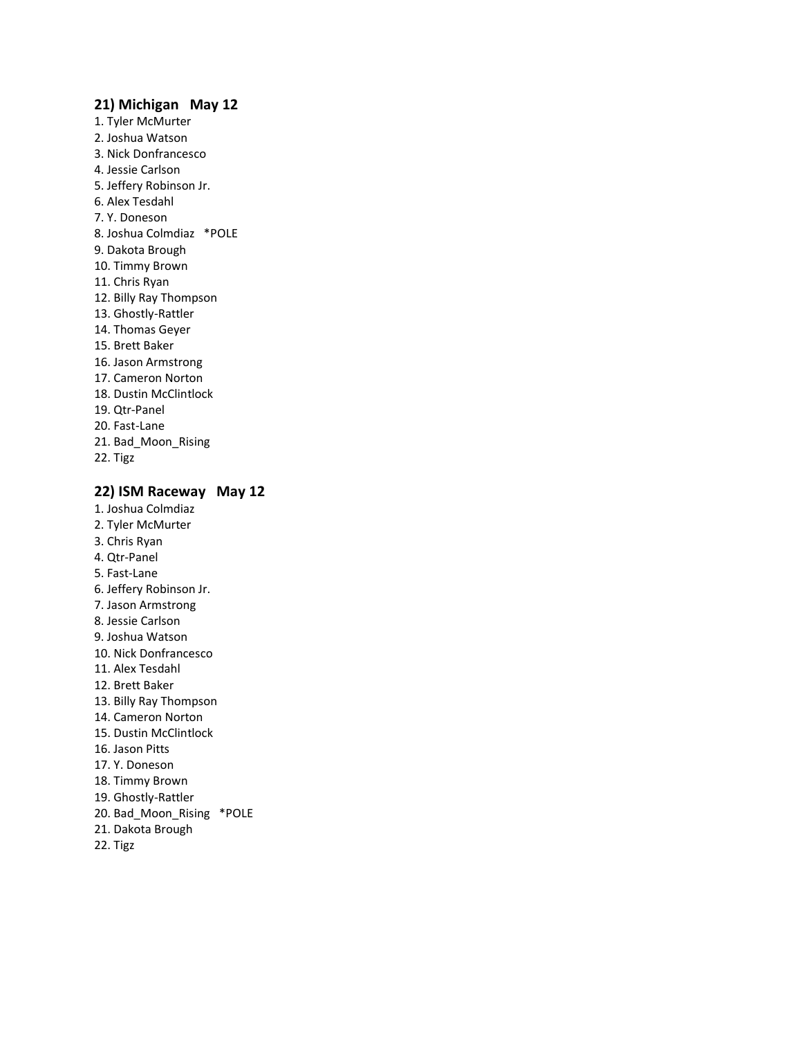### 21) Michigan   May 12

1. Tyler McMurter
2. Joshua Watson
3. Nick Donfrancesco
4. Jessie Carlson
5. Jeffery Robinson Jr.
6. Alex Tesdahl
7. Y. Doneson
8. Joshua Colmdiaz   *POLE
9. Dakota Brough
10. Timmy Brown
11. Chris Ryan
12. Billy Ray Thompson
13. Ghostly-Rattler
14. Thomas Geyer
15. Brett Baker
16. Jason Armstrong
17. Cameron Norton
18. Dustin McClintlock
19. Qtr-Panel
20. Fast-Lane
21. Bad_Moon_Rising
22. Tigz

### 22) ISM Raceway   May 12

1. Joshua Colmdiaz
2. Tyler McMurter
3. Chris Ryan
4. Qtr-Panel
5. Fast-Lane
6. Jeffery Robinson Jr.
7. Jason Armstrong
8. Jessie Carlson
9. Joshua Watson
10. Nick Donfrancesco
11. Alex Tesdahl
12. Brett Baker
13. Billy Ray Thompson
14. Cameron Norton
15. Dustin McClintlock
16. Jason Pitts
17. Y. Doneson
18. Timmy Brown
19. Ghostly-Rattler
20. Bad_Moon_Rising   *POLE
21. Dakota Brough
22. Tigz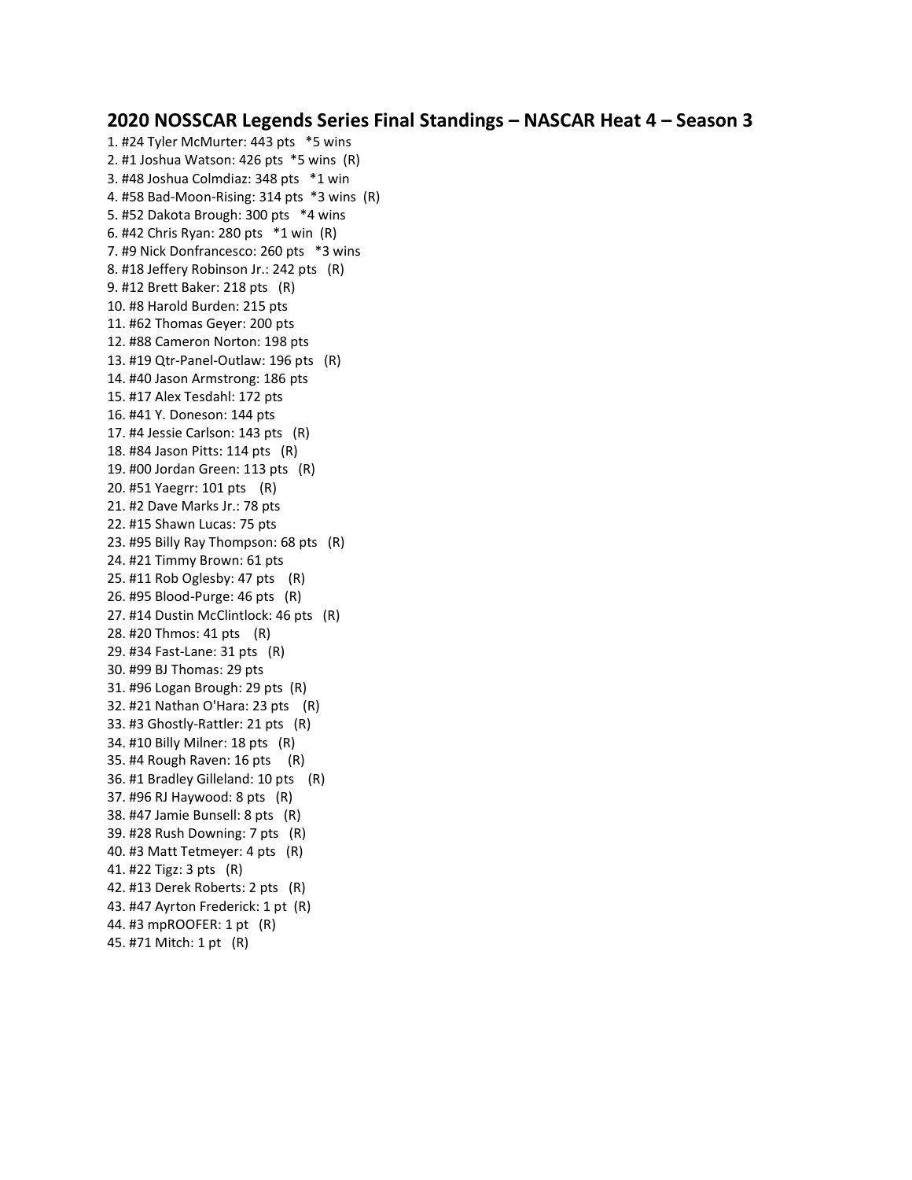## 2020 NOSSCAR Legends Series Final Standings – NASCAR Heat 4 – Season 3

1. #24 Tyler McMurter: 443 pts *5 wins
2. #1 Joshua Watson: 426 pts *5 wins (R)
3. #48 Joshua Colmdiaz: 348 pts *1 win
4. #58 Bad-Moon-Rising: 314 pts *3 wins (R)
5. #52 Dakota Brough: 300 pts *4 wins
6. #42 Chris Ryan: 280 pts *1 win (R)
7. #9 Nick Donfrancesco: 260 pts *3 wins
8. #18 Jeffery Robinson Jr.: 242 pts (R)
9. #12 Brett Baker: 218 pts (R)
10. #8 Harold Burden: 215 pts
11. #62 Thomas Geyer: 200 pts
12. #88 Cameron Norton: 198 pts
13. #19 Qtr-Panel-Outlaw: 196 pts (R)
14. #40 Jason Armstrong: 186 pts
15. #17 Alex Tesdahl: 172 pts
16. #41 Y. Doneson: 144 pts
17. #4 Jessie Carlson: 143 pts (R)
18. #84 Jason Pitts: 114 pts (R)
19. #00 Jordan Green: 113 pts (R)
20. #51 Yaegrr: 101 pts (R)
21. #2 Dave Marks Jr.: 78 pts
22. #15 Shawn Lucas: 75 pts
23. #95 Billy Ray Thompson: 68 pts (R)
24. #21 Timmy Brown: 61 pts
25. #11 Rob Oglesby: 47 pts (R)
26. #95 Blood-Purge: 46 pts (R)
27. #14 Dustin McClintlock: 46 pts (R)
28. #20 Thmos: 41 pts (R)
29. #34 Fast-Lane: 31 pts (R)
30. #99 BJ Thomas: 29 pts
31. #96 Logan Brough: 29 pts (R)
32. #21 Nathan O'Hara: 23 pts (R)
33. #3 Ghostly-Rattler: 21 pts (R)
34. #10 Billy Milner: 18 pts (R)
35. #4 Rough Raven: 16 pts (R)
36. #1 Bradley Gilleland: 10 pts (R)
37. #96 RJ Haywood: 8 pts (R)
38. #47 Jamie Bunsell: 8 pts (R)
39. #28 Rush Downing: 7 pts (R)
40. #3 Matt Tetmeyer: 4 pts (R)
41. #22 Tigz: 3 pts (R)
42. #13 Derek Roberts: 2 pts (R)
43. #47 Ayrton Frederick: 1 pt (R)
44. #3 mpROOFER: 1 pt (R)
45. #71 Mitch: 1 pt (R)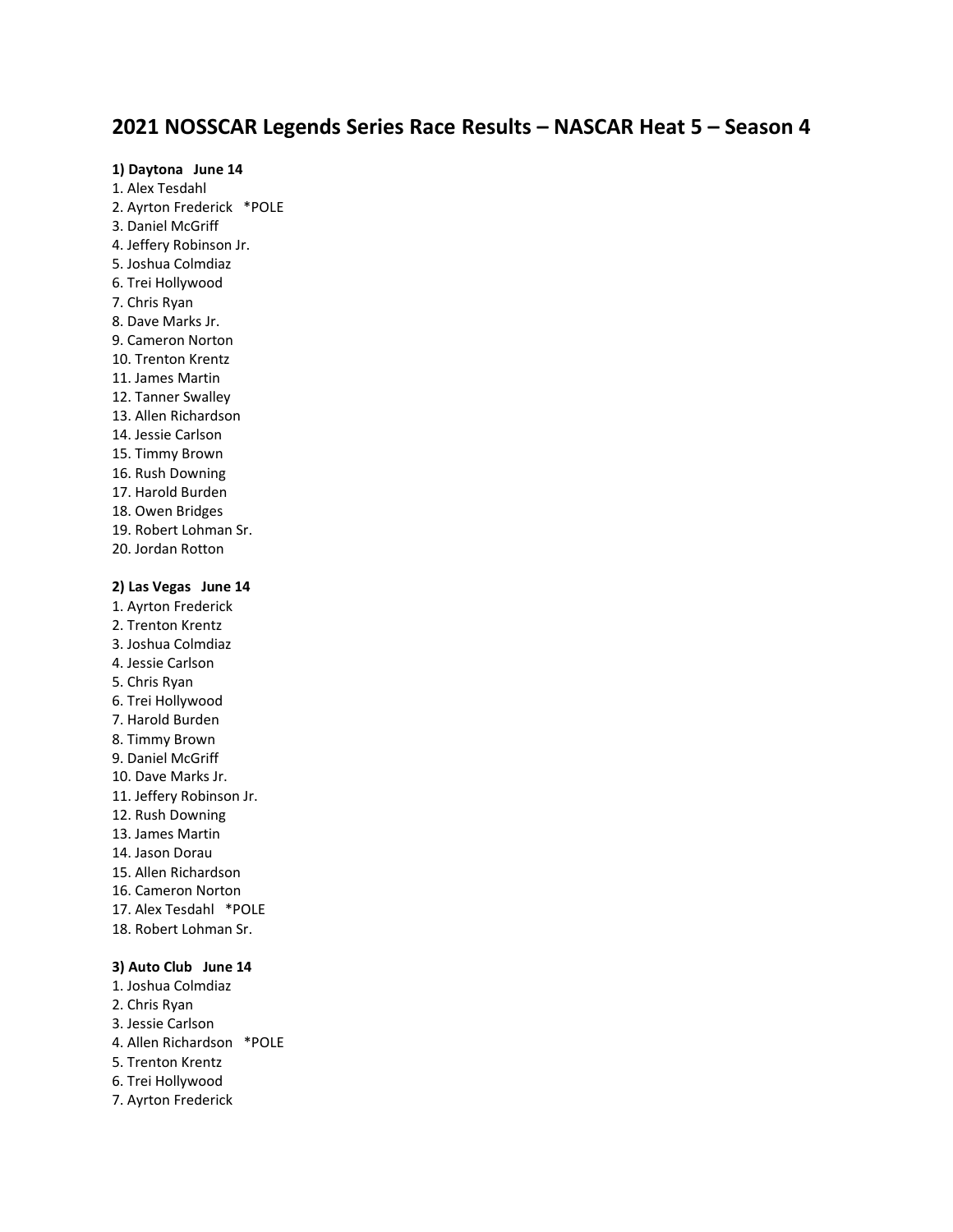# 2021 NOSSCAR Legends Series Race Results – NASCAR Heat 5 – Season 4

**1) Daytona   June 14**

1. Alex Tesdahl
2. Ayrton Frederick   *POLE
3. Daniel McGriff
4. Jeffery Robinson Jr.
5. Joshua Colmdiaz
6. Trei Hollywood
7. Chris Ryan
8. Dave Marks Jr.
9. Cameron Norton
10. Trenton Krentz
11. James Martin
12. Tanner Swalley
13. Allen Richardson
14. Jessie Carlson
15. Timmy Brown
16. Rush Downing
17. Harold Burden
18. Owen Bridges
19. Robert Lohman Sr.
20. Jordan Rotton

**2) Las Vegas   June 14**

1. Ayrton Frederick
2. Trenton Krentz
3. Joshua Colmdiaz
4. Jessie Carlson
5. Chris Ryan
6. Trei Hollywood
7. Harold Burden
8. Timmy Brown
9. Daniel McGriff
10. Dave Marks Jr.
11. Jeffery Robinson Jr.
12. Rush Downing
13. James Martin
14. Jason Dorau
15. Allen Richardson
16. Cameron Norton
17. Alex Tesdahl   *POLE
18. Robert Lohman Sr.

**3) Auto Club   June 14**

1. Joshua Colmdiaz
2. Chris Ryan
3. Jessie Carlson
4. Allen Richardson   *POLE
5. Trenton Krentz
6. Trei Hollywood
7. Ayrton Frederick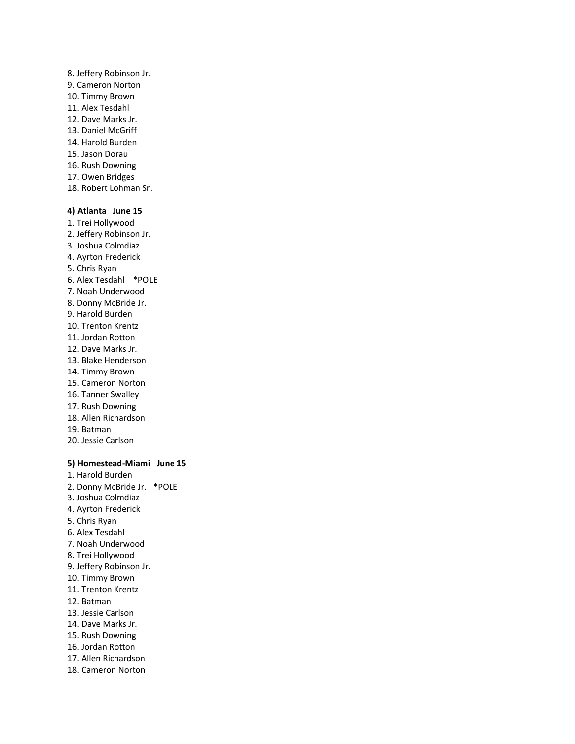8. Jeffery Robinson Jr.
9. Cameron Norton
10. Timmy Brown
11. Alex Tesdahl
12. Dave Marks Jr.
13. Daniel McGriff
14. Harold Burden
15. Jason Dorau
16. Rush Downing
17. Owen Bridges
18. Robert Lohman Sr.

**4) Atlanta   June 15**

1. Trei Hollywood
2. Jeffery Robinson Jr.
3. Joshua Colmdiaz
4. Ayrton Frederick
5. Chris Ryan
6. Alex Tesdahl    *POLE
7. Noah Underwood
8. Donny McBride Jr.
9. Harold Burden
10. Trenton Krentz
11. Jordan Rotton
12. Dave Marks Jr.
13. Blake Henderson
14. Timmy Brown
15. Cameron Norton
16. Tanner Swalley
17. Rush Downing
18. Allen Richardson
19. Batman
20. Jessie Carlson

**5) Homestead-Miami   June 15**

1. Harold Burden
2. Donny McBride Jr.   *POLE
3. Joshua Colmdiaz
4. Ayrton Frederick
5. Chris Ryan
6. Alex Tesdahl
7. Noah Underwood
8. Trei Hollywood
9. Jeffery Robinson Jr.
10. Timmy Brown
11. Trenton Krentz
12. Batman
13. Jessie Carlson
14. Dave Marks Jr.
15. Rush Downing
16. Jordan Rotton
17. Allen Richardson
18. Cameron Norton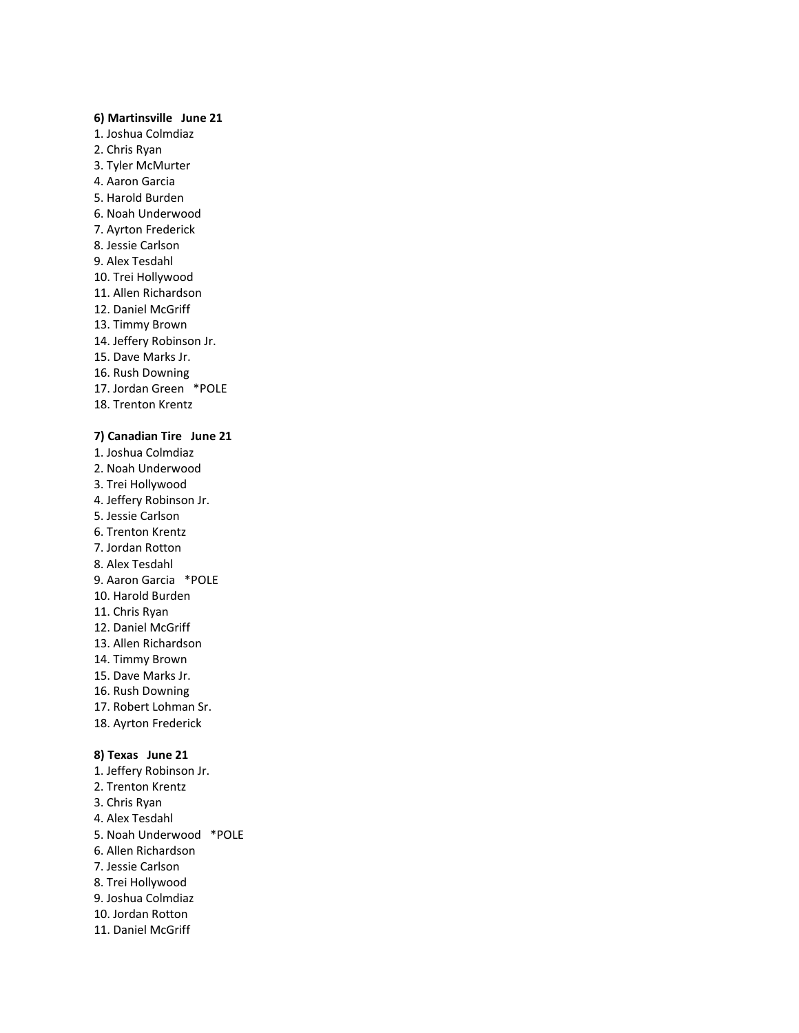**6) Martinsville June 21**

1. Joshua Colmdiaz
2. Chris Ryan
3. Tyler McMurter
4. Aaron Garcia
5. Harold Burden
6. Noah Underwood
7. Ayrton Frederick
8. Jessie Carlson
9. Alex Tesdahl
10. Trei Hollywood
11. Allen Richardson
12. Daniel McGriff
13. Timmy Brown
14. Jeffery Robinson Jr.
15. Dave Marks Jr.
16. Rush Downing
17. Jordan Green *POLE
18. Trenton Krentz

**7) Canadian Tire June 21**

1. Joshua Colmdiaz
2. Noah Underwood
3. Trei Hollywood
4. Jeffery Robinson Jr.
5. Jessie Carlson
6. Trenton Krentz
7. Jordan Rotton
8. Alex Tesdahl
9. Aaron Garcia *POLE
10. Harold Burden
11. Chris Ryan
12. Daniel McGriff
13. Allen Richardson
14. Timmy Brown
15. Dave Marks Jr.
16. Rush Downing
17. Robert Lohman Sr.
18. Ayrton Frederick

**8) Texas June 21**

1. Jeffery Robinson Jr.
2. Trenton Krentz
3. Chris Ryan
4. Alex Tesdahl
5. Noah Underwood *POLE
6. Allen Richardson
7. Jessie Carlson
8. Trei Hollywood
9. Joshua Colmdiaz
10. Jordan Rotton
11. Daniel McGriff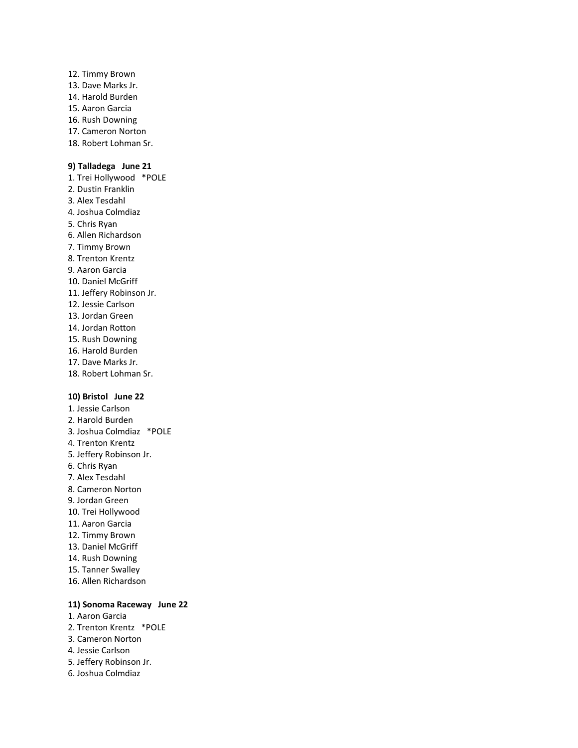12. Timmy Brown
13. Dave Marks Jr.
14. Harold Burden
15. Aaron Garcia
16. Rush Downing
17. Cameron Norton
18. Robert Lohman Sr.

**9) Talladega June 21**

1. Trei Hollywood *POLE
2. Dustin Franklin
3. Alex Tesdahl
4. Joshua Colmdiaz
5. Chris Ryan
6. Allen Richardson
7. Timmy Brown
8. Trenton Krentz
9. Aaron Garcia
10. Daniel McGriff
11. Jeffery Robinson Jr.
12. Jessie Carlson
13. Jordan Green
14. Jordan Rotton
15. Rush Downing
16. Harold Burden
17. Dave Marks Jr.
18. Robert Lohman Sr.

**10) Bristol June 22**

1. Jessie Carlson
2. Harold Burden
3. Joshua Colmdiaz *POLE
4. Trenton Krentz
5. Jeffery Robinson Jr.
6. Chris Ryan
7. Alex Tesdahl
8. Cameron Norton
9. Jordan Green
10. Trei Hollywood
11. Aaron Garcia
12. Timmy Brown
13. Daniel McGriff
14. Rush Downing
15. Tanner Swalley
16. Allen Richardson

**11) Sonoma Raceway June 22**

1. Aaron Garcia
2. Trenton Krentz *POLE
3. Cameron Norton
4. Jessie Carlson
5. Jeffery Robinson Jr.
6. Joshua Colmdiaz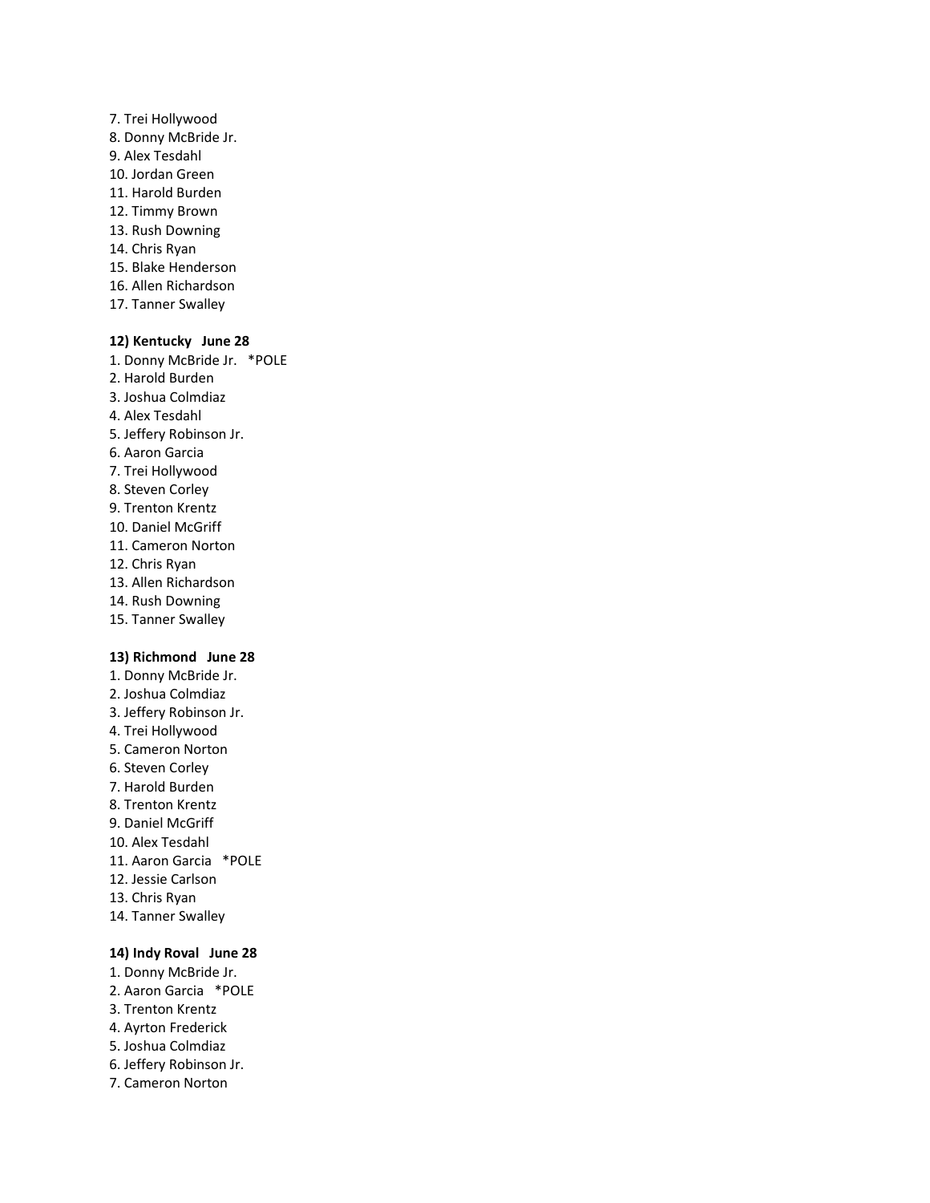7. Trei Hollywood
8. Donny McBride Jr.
9. Alex Tesdahl
10. Jordan Green
11. Harold Burden
12. Timmy Brown
13. Rush Downing
14. Chris Ryan
15. Blake Henderson
16. Allen Richardson
17. Tanner Swalley

**12) Kentucky   June 28**

1. Donny McBride Jr.   *POLE
2. Harold Burden
3. Joshua Colmdiaz
4. Alex Tesdahl
5. Jeffery Robinson Jr.
6. Aaron Garcia
7. Trei Hollywood
8. Steven Corley
9. Trenton Krentz
10. Daniel McGriff
11. Cameron Norton
12. Chris Ryan
13. Allen Richardson
14. Rush Downing
15. Tanner Swalley

**13) Richmond   June 28**

1. Donny McBride Jr.
2. Joshua Colmdiaz
3. Jeffery Robinson Jr.
4. Trei Hollywood
5. Cameron Norton
6. Steven Corley
7. Harold Burden
8. Trenton Krentz
9. Daniel McGriff
10. Alex Tesdahl
11. Aaron Garcia   *POLE
12. Jessie Carlson
13. Chris Ryan
14. Tanner Swalley

**14) Indy Roval   June 28**

1. Donny McBride Jr.
2. Aaron Garcia   *POLE
3. Trenton Krentz
4. Ayrton Frederick
5. Joshua Colmdiaz
6. Jeffery Robinson Jr.
7. Cameron Norton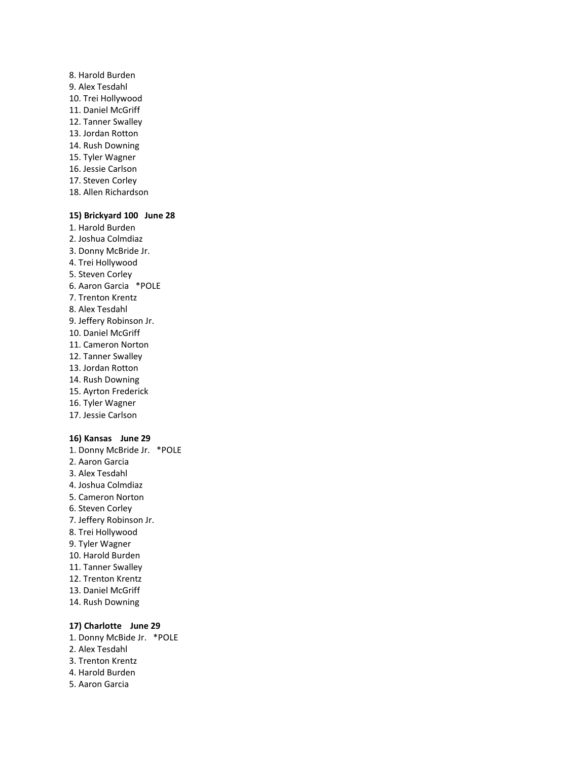8. Harold Burden
9. Alex Tesdahl
10. Trei Hollywood
11. Daniel McGriff
12. Tanner Swalley
13. Jordan Rotton
14. Rush Downing
15. Tyler Wagner
16. Jessie Carlson
17. Steven Corley
18. Allen Richardson

**15) Brickyard 100   June 28**

1. Harold Burden
2. Joshua Colmdiaz
3. Donny McBride Jr.
4. Trei Hollywood
5. Steven Corley
6. Aaron Garcia   *POLE
7. Trenton Krentz
8. Alex Tesdahl
9. Jeffery Robinson Jr.
10. Daniel McGriff
11. Cameron Norton
12. Tanner Swalley
13. Jordan Rotton
14. Rush Downing
15. Ayrton Frederick
16. Tyler Wagner
17. Jessie Carlson

**16) Kansas   June 29**

1. Donny McBride Jr.   *POLE
2. Aaron Garcia
3. Alex Tesdahl
4. Joshua Colmdiaz
5. Cameron Norton
6. Steven Corley
7. Jeffery Robinson Jr.
8. Trei Hollywood
9. Tyler Wagner
10. Harold Burden
11. Tanner Swalley
12. Trenton Krentz
13. Daniel McGriff
14. Rush Downing

**17) Charlotte   June 29**

1. Donny McBide Jr.   *POLE
2. Alex Tesdahl
3. Trenton Krentz
4. Harold Burden
5. Aaron Garcia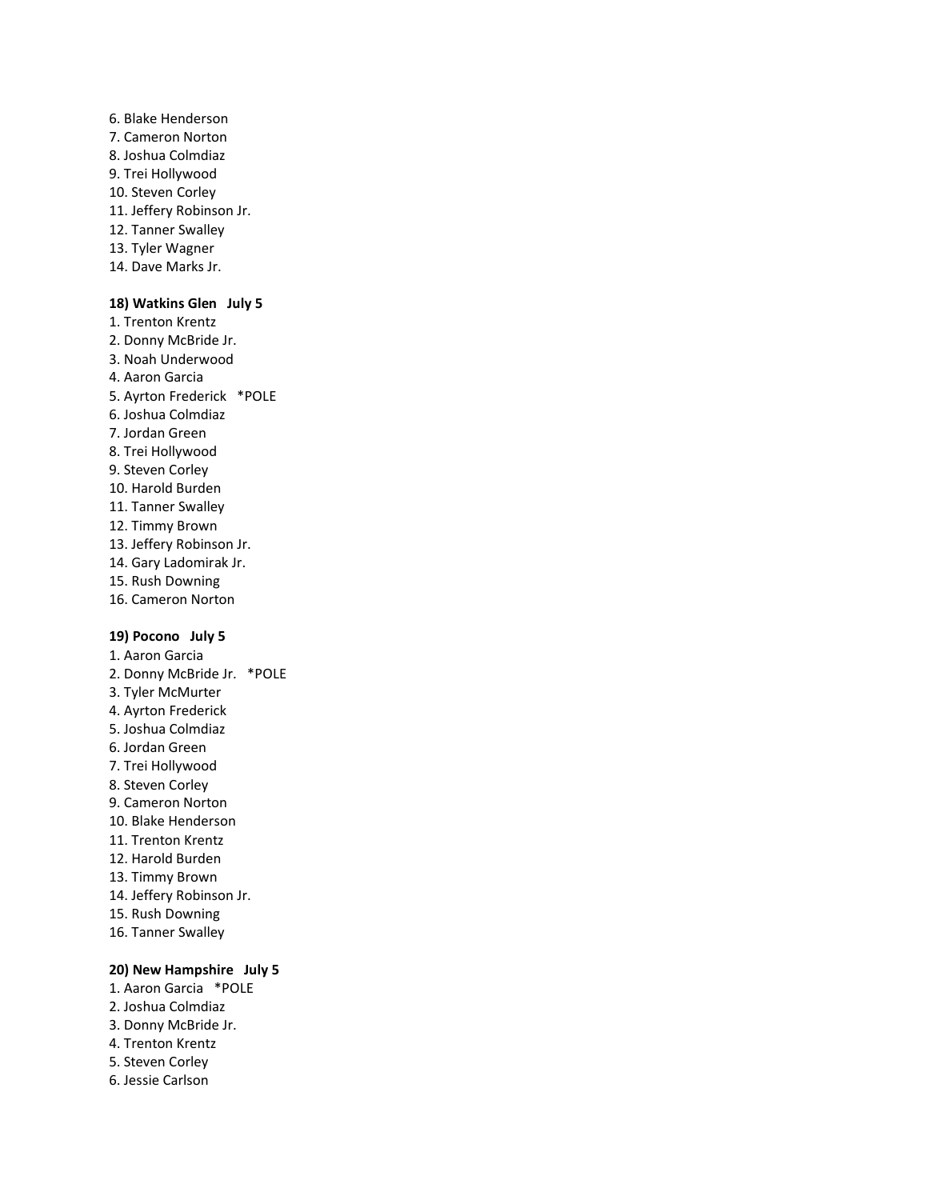6. Blake Henderson
7. Cameron Norton
8. Joshua Colmdiaz
9. Trei Hollywood
10. Steven Corley
11. Jeffery Robinson Jr.
12. Tanner Swalley
13. Tyler Wagner
14. Dave Marks Jr.

**18) Watkins Glen   July 5**

1. Trenton Krentz
2. Donny McBride Jr.
3. Noah Underwood
4. Aaron Garcia
5. Ayrton Frederick   *POLE
6. Joshua Colmdiaz
7. Jordan Green
8. Trei Hollywood
9. Steven Corley
10. Harold Burden
11. Tanner Swalley
12. Timmy Brown
13. Jeffery Robinson Jr.
14. Gary Ladomirak Jr.
15. Rush Downing
16. Cameron Norton

**19) Pocono   July 5**

1. Aaron Garcia
2. Donny McBride Jr.   *POLE
3. Tyler McMurter
4. Ayrton Frederick
5. Joshua Colmdiaz
6. Jordan Green
7. Trei Hollywood
8. Steven Corley
9. Cameron Norton
10. Blake Henderson
11. Trenton Krentz
12. Harold Burden
13. Timmy Brown
14. Jeffery Robinson Jr.
15. Rush Downing
16. Tanner Swalley

**20) New Hampshire   July 5**

1. Aaron Garcia   *POLE
2. Joshua Colmdiaz
3. Donny McBride Jr.
4. Trenton Krentz
5. Steven Corley
6. Jessie Carlson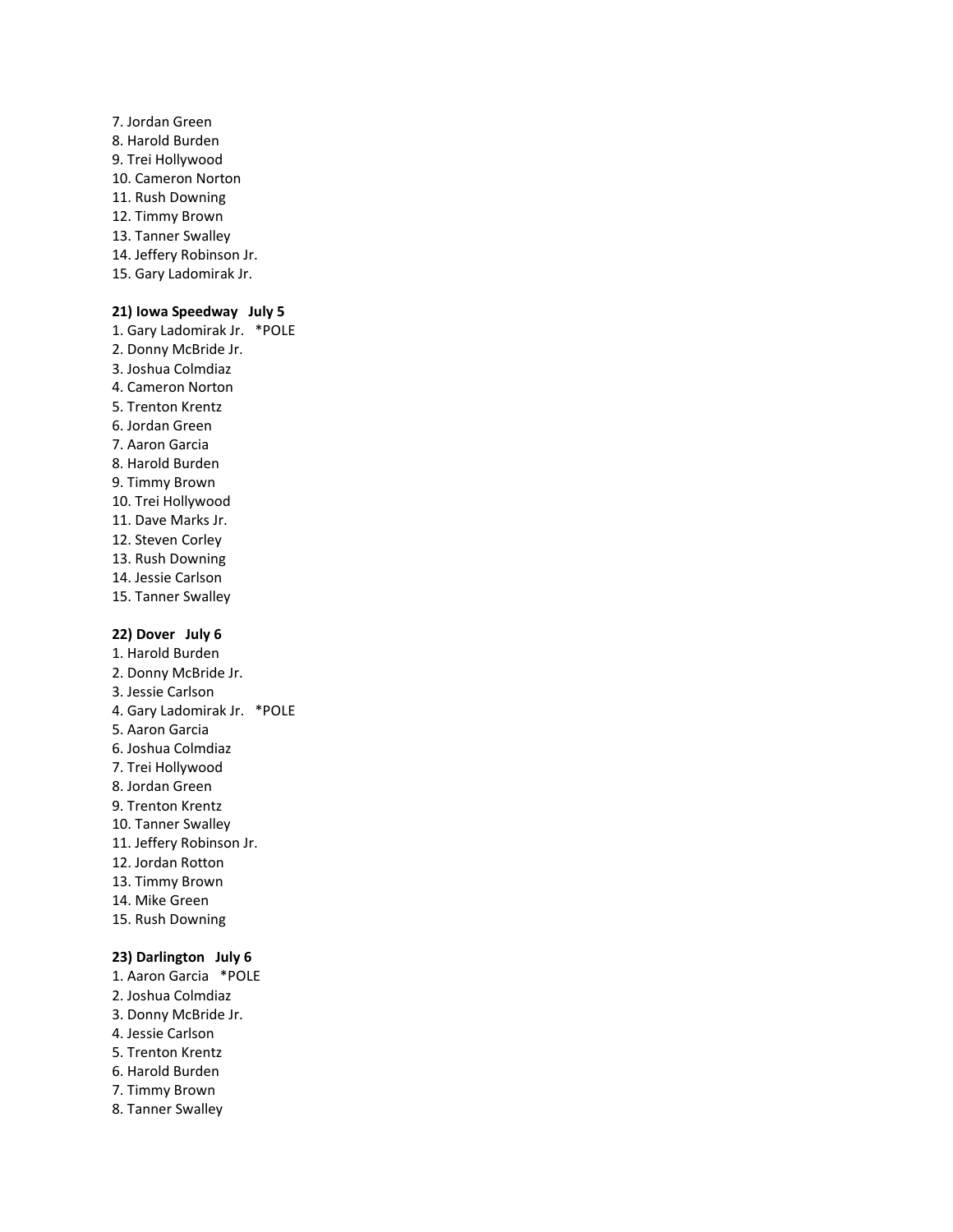7. Jordan Green
8. Harold Burden
9. Trei Hollywood
10. Cameron Norton
11. Rush Downing
12. Timmy Brown
13. Tanner Swalley
14. Jeffery Robinson Jr.
15. Gary Ladomirak Jr.

**21) Iowa Speedway   July 5**

1. Gary Ladomirak Jr.   *POLE
2. Donny McBride Jr.
3. Joshua Colmdiaz
4. Cameron Norton
5. Trenton Krentz
6. Jordan Green
7. Aaron Garcia
8. Harold Burden
9. Timmy Brown
10. Trei Hollywood
11. Dave Marks Jr.
12. Steven Corley
13. Rush Downing
14. Jessie Carlson
15. Tanner Swalley

**22) Dover   July 6**

1. Harold Burden
2. Donny McBride Jr.
3. Jessie Carlson
4. Gary Ladomirak Jr.   *POLE
5. Aaron Garcia
6. Joshua Colmdiaz
7. Trei Hollywood
8. Jordan Green
9. Trenton Krentz
10. Tanner Swalley
11. Jeffery Robinson Jr.
12. Jordan Rotton
13. Timmy Brown
14. Mike Green
15. Rush Downing

**23) Darlington   July 6**

1. Aaron Garcia   *POLE
2. Joshua Colmdiaz
3. Donny McBride Jr.
4. Jessie Carlson
5. Trenton Krentz
6. Harold Burden
7. Timmy Brown
8. Tanner Swalley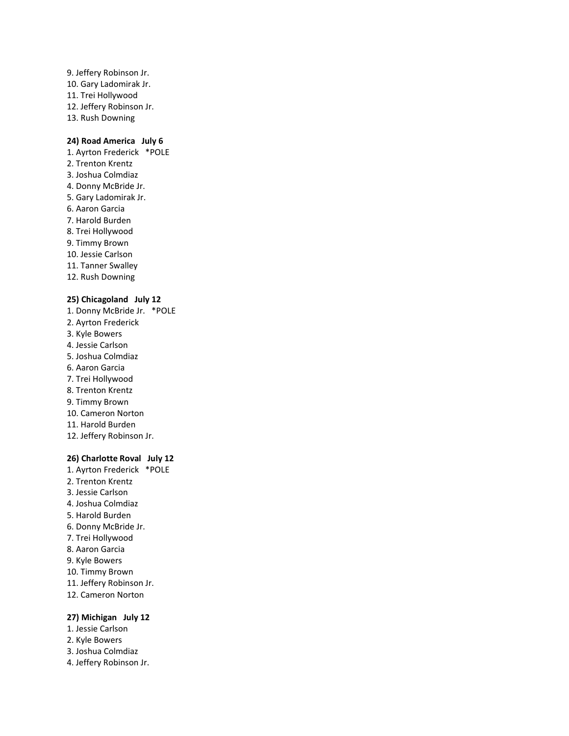9. Jeffery Robinson Jr.
10. Gary Ladomirak Jr.
11. Trei Hollywood
12. Jeffery Robinson Jr.
13. Rush Downing

**24) Road America   July 6**

1. Ayrton Frederick   *POLE
2. Trenton Krentz
3. Joshua Colmdiaz
4. Donny McBride Jr.
5. Gary Ladomirak Jr.
6. Aaron Garcia
7. Harold Burden
8. Trei Hollywood
9. Timmy Brown
10. Jessie Carlson
11. Tanner Swalley
12. Rush Downing

**25) Chicagoland   July 12**

1. Donny McBride Jr.   *POLE
2. Ayrton Frederick
3. Kyle Bowers
4. Jessie Carlson
5. Joshua Colmdiaz
6. Aaron Garcia
7. Trei Hollywood
8. Trenton Krentz
9. Timmy Brown
10. Cameron Norton
11. Harold Burden
12. Jeffery Robinson Jr.

**26) Charlotte Roval   July 12**

1. Ayrton Frederick   *POLE
2. Trenton Krentz
3. Jessie Carlson
4. Joshua Colmdiaz
5. Harold Burden
6. Donny McBride Jr.
7. Trei Hollywood
8. Aaron Garcia
9. Kyle Bowers
10. Timmy Brown
11. Jeffery Robinson Jr.
12. Cameron Norton

**27) Michigan   July 12**

1. Jessie Carlson
2. Kyle Bowers
3. Joshua Colmdiaz
4. Jeffery Robinson Jr.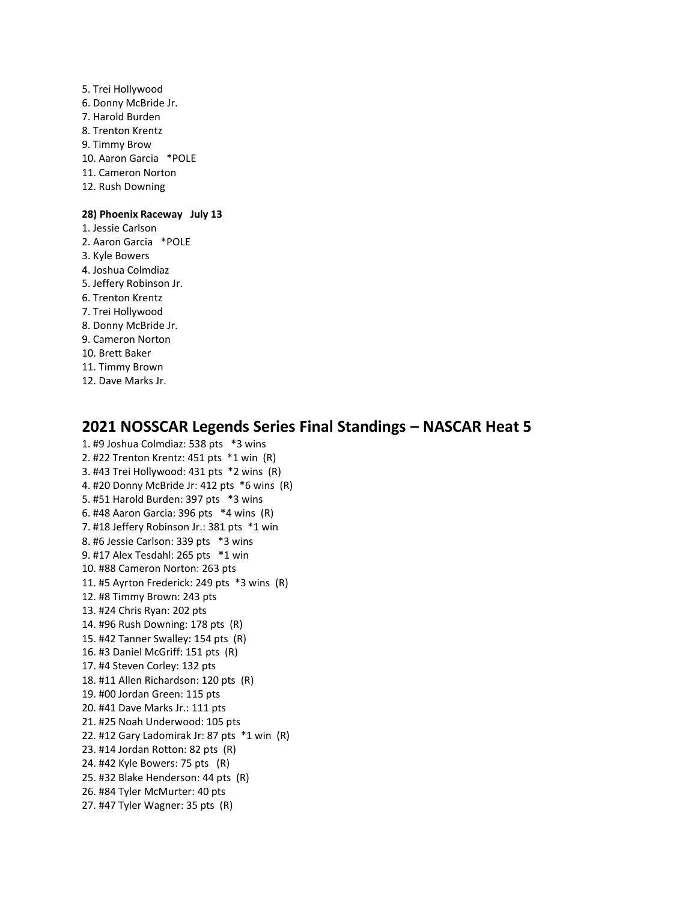5. Trei Hollywood
6. Donny McBride Jr.
7. Harold Burden
8. Trenton Krentz
9. Timmy Brow
10. Aaron Garcia   *POLE
11. Cameron Norton
12. Rush Downing

**28) Phoenix Raceway   July 13**

1. Jessie Carlson
2. Aaron Garcia   *POLE
3. Kyle Bowers
4. Joshua Colmdiaz
5. Jeffery Robinson Jr.
6. Trenton Krentz
7. Trei Hollywood
8. Donny McBride Jr.
9. Cameron Norton
10. Brett Baker
11. Timmy Brown
12. Dave Marks Jr.

## 2021 NOSSCAR Legends Series Final Standings – NASCAR Heat 5

1. #9 Joshua Colmdiaz: 538 pts   *3 wins
2. #22 Trenton Krentz: 451 pts  *1 win  (R)
3. #43 Trei Hollywood: 431 pts  *2 wins  (R)
4. #20 Donny McBride Jr: 412 pts  *6 wins  (R)
5. #51 Harold Burden: 397 pts   *3 wins
6. #48 Aaron Garcia: 396 pts   *4 wins  (R)
7. #18 Jeffery Robinson Jr.: 381 pts  *1 win
8. #6 Jessie Carlson: 339 pts   *3 wins
9. #17 Alex Tesdahl: 265 pts   *1 win
10. #88 Cameron Norton: 263 pts
11. #5 Ayrton Frederick: 249 pts  *3 wins  (R)
12. #8 Timmy Brown: 243 pts
13. #24 Chris Ryan: 202 pts
14. #96 Rush Downing: 178 pts  (R)
15. #42 Tanner Swalley: 154 pts  (R)
16. #3 Daniel McGriff: 151 pts  (R)
17. #4 Steven Corley: 132 pts
18. #11 Allen Richardson: 120 pts  (R)
19. #00 Jordan Green: 115 pts
20. #41 Dave Marks Jr.: 111 pts
21. #25 Noah Underwood: 105 pts
22. #12 Gary Ladomirak Jr: 87 pts  *1 win  (R)
23. #14 Jordan Rotton: 82 pts  (R)
24. #42 Kyle Bowers: 75 pts   (R)
25. #32 Blake Henderson: 44 pts  (R)
26. #84 Tyler McMurter: 40 pts
27. #47 Tyler Wagner: 35 pts  (R)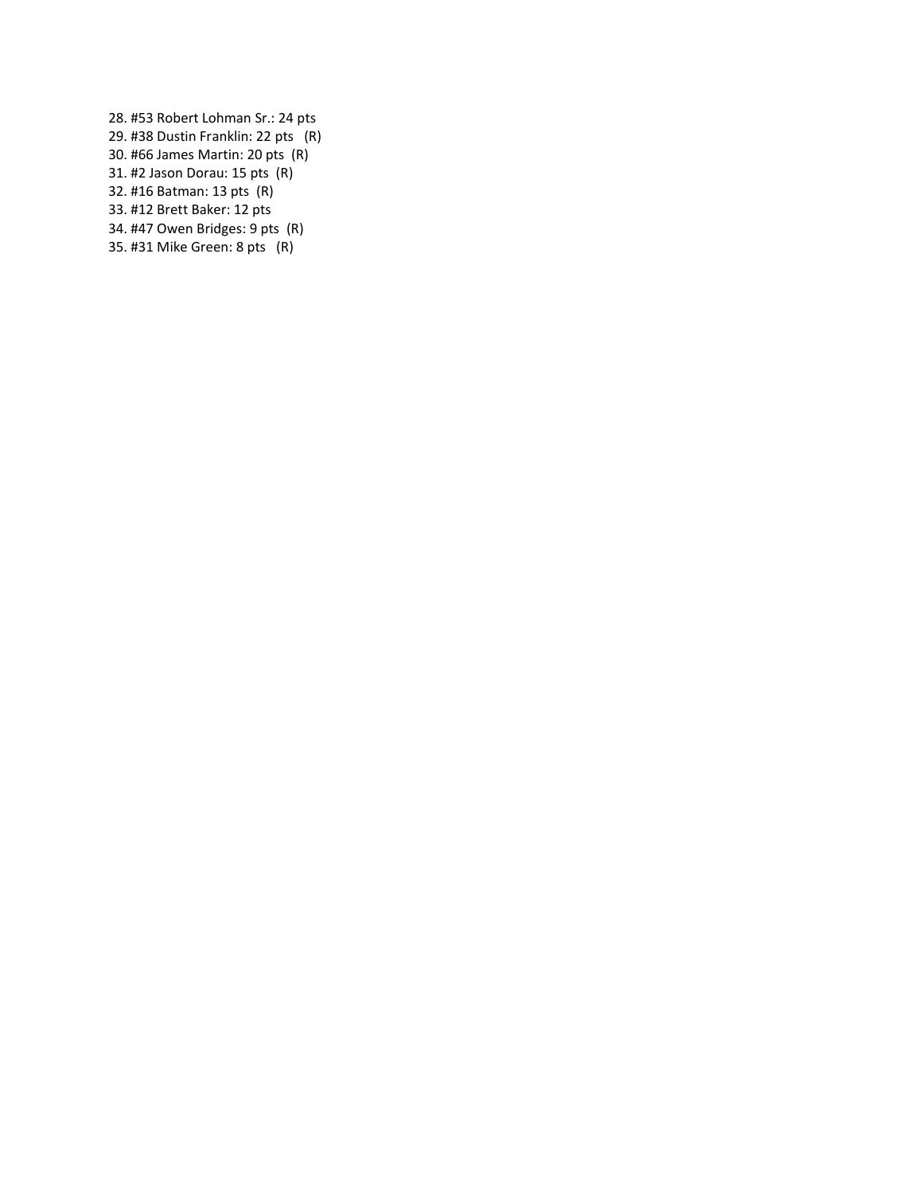28. #53 Robert Lohman Sr.: 24 pts
29. #38 Dustin Franklin: 22 pts (R)
30. #66 James Martin: 20 pts (R)
31. #2 Jason Dorau: 15 pts (R)
32. #16 Batman: 13 pts (R)
33. #12 Brett Baker: 12 pts
34. #47 Owen Bridges: 9 pts (R)
35. #31 Mike Green: 8 pts (R)